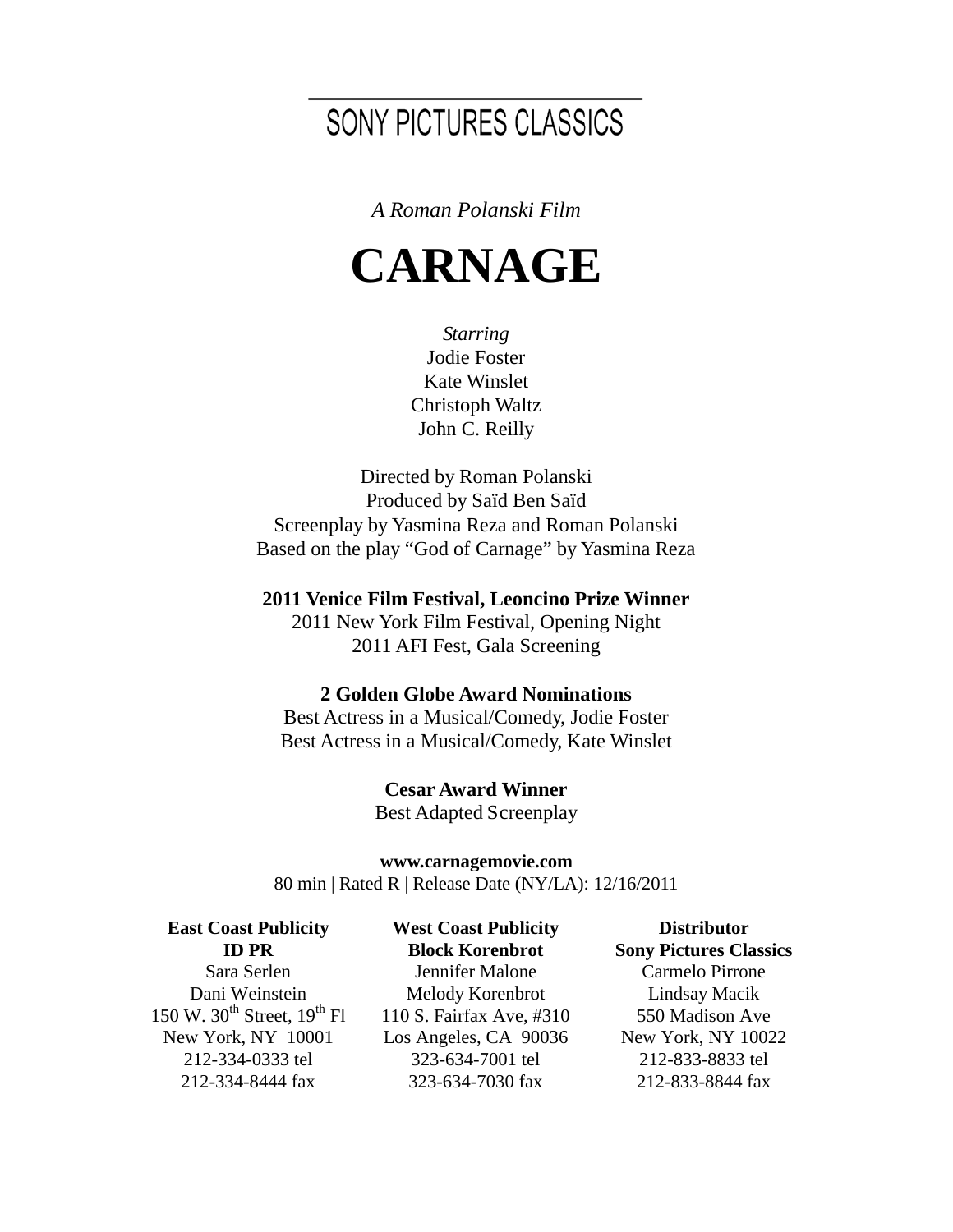SONY PICTURES CLASSICS

*A Roman Polanski Film*

# CARNAGE

*Starring*
Jodie Foster
Kate Winslet
Christoph Waltz
John C. Reilly

Directed by Roman Polanski
Produced by Saïd Ben Saïd
Screenplay by Yasmina Reza and Roman Polanski
Based on the play "God of Carnage" by Yasmina Reza

**2011 Venice Film Festival, Leoncino Prize Winner**
2011 New York Film Festival, Opening Night
2011 AFI Fest, Gala Screening

**2 Golden Globe Award Nominations**
Best Actress in a Musical/Comedy, Jodie Foster
Best Actress in a Musical/Comedy, Kate Winslet

**Cesar Award Winner**
Best Adapted Screenplay

**www.carnagemovie.com**
80 min | Rated R | Release Date (NY/LA): 12/16/2011

**East Coast Publicity**
**ID PR**
Sara Serlen
Dani Weinstein
150 W. 30th Street, 19th Fl
New York, NY 10001
212-334-0333 tel
212-334-8444 fax

**West Coast Publicity**
**Block Korenbrot**
Jennifer Malone
Melody Korenbrot
110 S. Fairfax Ave, #310
Los Angeles, CA 90036
323-634-7001 tel
323-634-7030 fax

**Distributor**
**Sony Pictures Classics**
Carmelo Pirrone
Lindsay Macik
550 Madison Ave
New York, NY 10022
212-833-8833 tel
212-833-8844 fax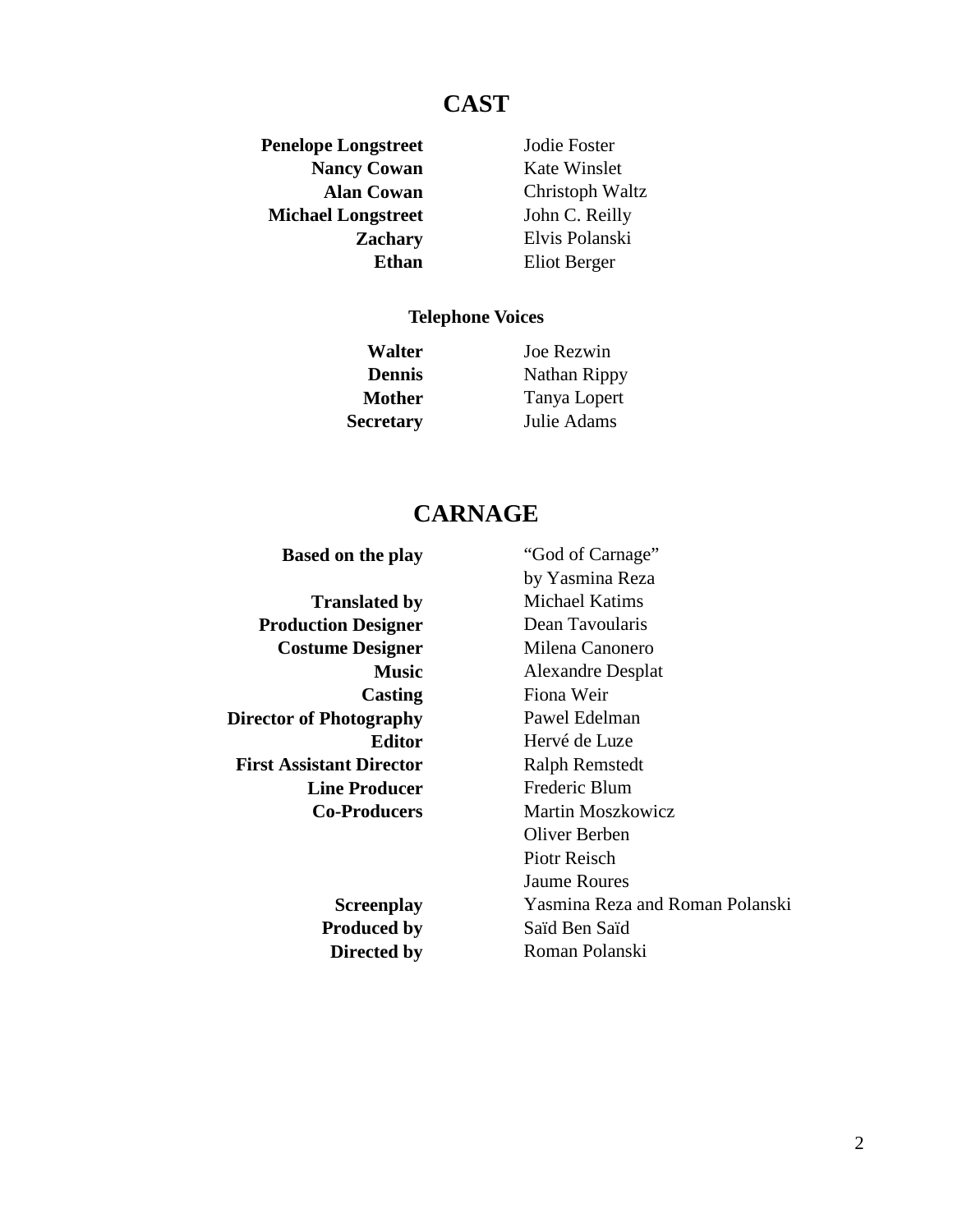# CAST

| | |
|---|---|
| **Penelope Longstreet** | Jodie Foster |
| **Nancy Cowan** | Kate Winslet |
| **Alan Cowan** | Christoph Waltz |
| **Michael Longstreet** | John C. Reilly |
| **Zachary** | Elvis Polanski |
| **Ethan** | Eliot Berger |

### Telephone Voices

| | |
|---|---|
| **Walter** | Joe Rezwin |
| **Dennis** | Nathan Rippy |
| **Mother** | Tanya Lopert |
| **Secretary** | Julie Adams |

# CARNAGE

| | |
|---|---|
| **Based on the play** | "God of Carnage" by Yasmina Reza |
| **Translated by** | Michael Katims |
| **Production Designer** | Dean Tavoularis |
| **Costume Designer** | Milena Canonero |
| **Music** | Alexandre Desplat |
| **Casting** | Fiona Weir |
| **Director of Photography** | Pawel Edelman |
| **Editor** | Hervé de Luze |
| **First Assistant Director** | Ralph Remstedt |
| **Line Producer** | Frederic Blum |
| **Co-Producers** | Martin Moszkowicz<br>Oliver Berben<br>Piotr Reisch<br>Jaume Roures |
| **Screenplay** | Yasmina Reza and Roman Polanski |
| **Produced by** | Saïd Ben Saïd |
| **Directed by** | Roman Polanski |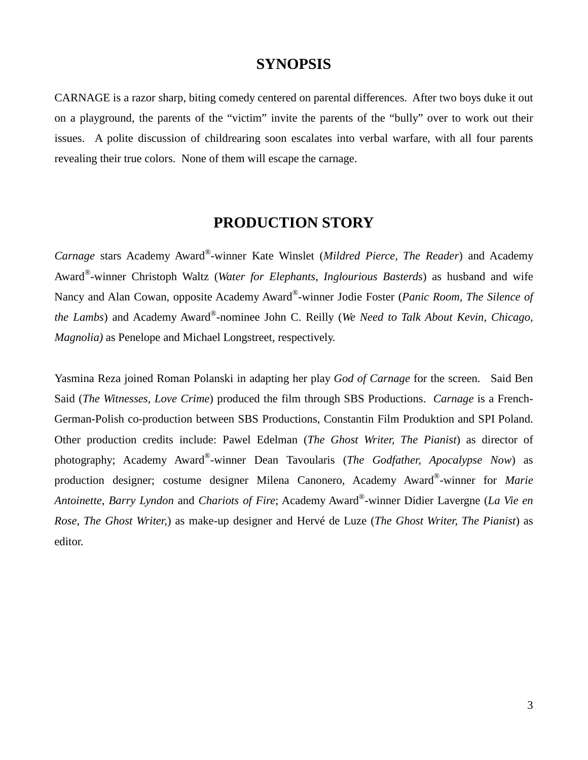## SYNOPSIS

CARNAGE is a razor sharp, biting comedy centered on parental differences. After two boys duke it out on a playground, the parents of the "victim" invite the parents of the "bully" over to work out their issues. A polite discussion of childrearing soon escalates into verbal warfare, with all four parents revealing their true colors. None of them will escape the carnage.

## PRODUCTION STORY

*Carnage* stars Academy Award®-winner Kate Winslet (*Mildred Pierce, The Reader*) and Academy Award®-winner Christoph Waltz (*Water for Elephants, Inglourious Basterds*) as husband and wife Nancy and Alan Cowan, opposite Academy Award®-winner Jodie Foster (*Panic Room, The Silence of the Lambs*) and Academy Award®-nominee John C. Reilly (*We Need to Talk About Kevin, Chicago, Magnolia)* as Penelope and Michael Longstreet, respectively.

Yasmina Reza joined Roman Polanski in adapting her play *God of Carnage* for the screen. Said Ben Said (*The Witnesses, Love Crime*) produced the film through SBS Productions. *Carnage* is a French-German-Polish co-production between SBS Productions, Constantin Film Produktion and SPI Poland. Other production credits include: Pawel Edelman (*The Ghost Writer, The Pianist*) as director of photography; Academy Award®-winner Dean Tavoularis (*The Godfather, Apocalypse Now*) as production designer; costume designer Milena Canonero, Academy Award®-winner for *Marie Antoinette*, *Barry Lyndon* and *Chariots of Fire*; Academy Award®-winner Didier Lavergne (*La Vie en Rose, The Ghost Writer,*) as make-up designer and Hervé de Luze (*The Ghost Writer, The Pianist*) as editor.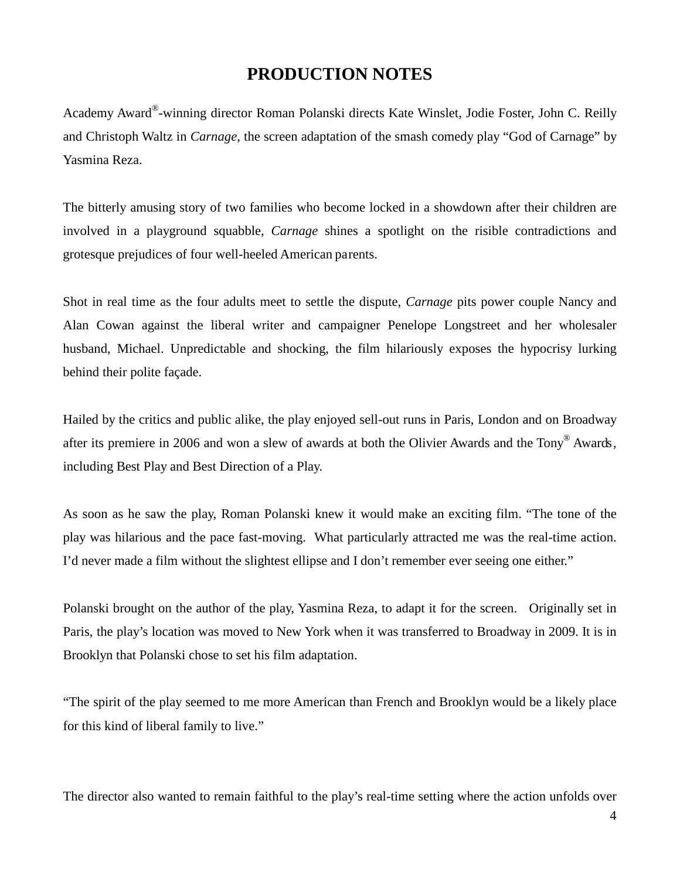# PRODUCTION NOTES

Academy Award®-winning director Roman Polanski directs Kate Winslet, Jodie Foster, John C. Reilly and Christoph Waltz in *Carnage*, the screen adaptation of the smash comedy play "God of Carnage" by Yasmina Reza.

The bitterly amusing story of two families who become locked in a showdown after their children are involved in a playground squabble, *Carnage* shines a spotlight on the risible contradictions and grotesque prejudices of four well-heeled American parents.

Shot in real time as the four adults meet to settle the dispute, *Carnage* pits power couple Nancy and Alan Cowan against the liberal writer and campaigner Penelope Longstreet and her wholesaler husband, Michael. Unpredictable and shocking, the film hilariously exposes the hypocrisy lurking behind their polite façade.

Hailed by the critics and public alike, the play enjoyed sell-out runs in Paris, London and on Broadway after its premiere in 2006 and won a slew of awards at both the Olivier Awards and the Tony® Awards, including Best Play and Best Direction of a Play.

As soon as he saw the play, Roman Polanski knew it would make an exciting film. "The tone of the play was hilarious and the pace fast-moving. What particularly attracted me was the real-time action. I'd never made a film without the slightest ellipse and I don't remember ever seeing one either."

Polanski brought on the author of the play, Yasmina Reza, to adapt it for the screen. Originally set in Paris, the play's location was moved to New York when it was transferred to Broadway in 2009. It is in Brooklyn that Polanski chose to set his film adaptation.

"The spirit of the play seemed to me more American than French and Brooklyn would be a likely place for this kind of liberal family to live."

The director also wanted to remain faithful to the play's real-time setting where the action unfolds over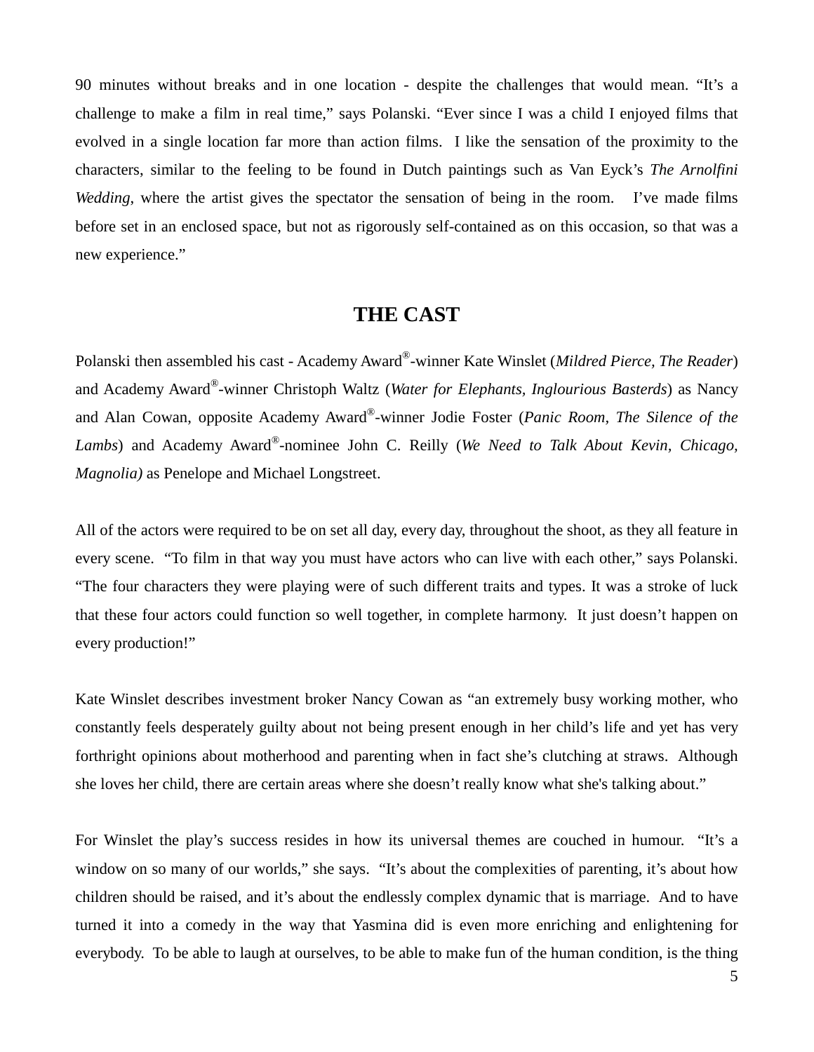90 minutes without breaks and in one location - despite the challenges that would mean. “It’s a challenge to make a film in real time,” says Polanski. “Ever since I was a child I enjoyed films that evolved in a single location far more than action films. I like the sensation of the proximity to the characters, similar to the feeling to be found in Dutch paintings such as Van Eyck’s *The Arnolfini Wedding*, where the artist gives the spectator the sensation of being in the room. I’ve made films before set in an enclosed space, but not as rigorously self-contained as on this occasion, so that was a new experience.”

## THE CAST

Polanski then assembled his cast - Academy Award®-winner Kate Winslet (*Mildred Pierce, The Reader*) and Academy Award®-winner Christoph Waltz (*Water for Elephants, Inglourious Basterds*) as Nancy and Alan Cowan, opposite Academy Award®-winner Jodie Foster (*Panic Room, The Silence of the Lambs*) and Academy Award®-nominee John C. Reilly (*We Need to Talk About Kevin, Chicago, Magnolia)* as Penelope and Michael Longstreet.

All of the actors were required to be on set all day, every day, throughout the shoot, as they all feature in every scene. “To film in that way you must have actors who can live with each other,” says Polanski. “The four characters they were playing were of such different traits and types. It was a stroke of luck that these four actors could function so well together, in complete harmony. It just doesn’t happen on every production!”

Kate Winslet describes investment broker Nancy Cowan as “an extremely busy working mother, who constantly feels desperately guilty about not being present enough in her child’s life and yet has very forthright opinions about motherhood and parenting when in fact she’s clutching at straws. Although she loves her child, there are certain areas where she doesn’t really know what she's talking about.”

For Winslet the play’s success resides in how its universal themes are couched in humour. “It’s a window on so many of our worlds,” she says. “It’s about the complexities of parenting, it’s about how children should be raised, and it’s about the endlessly complex dynamic that is marriage. And to have turned it into a comedy in the way that Yasmina did is even more enriching and enlightening for everybody. To be able to laugh at ourselves, to be able to make fun of the human condition, is the thing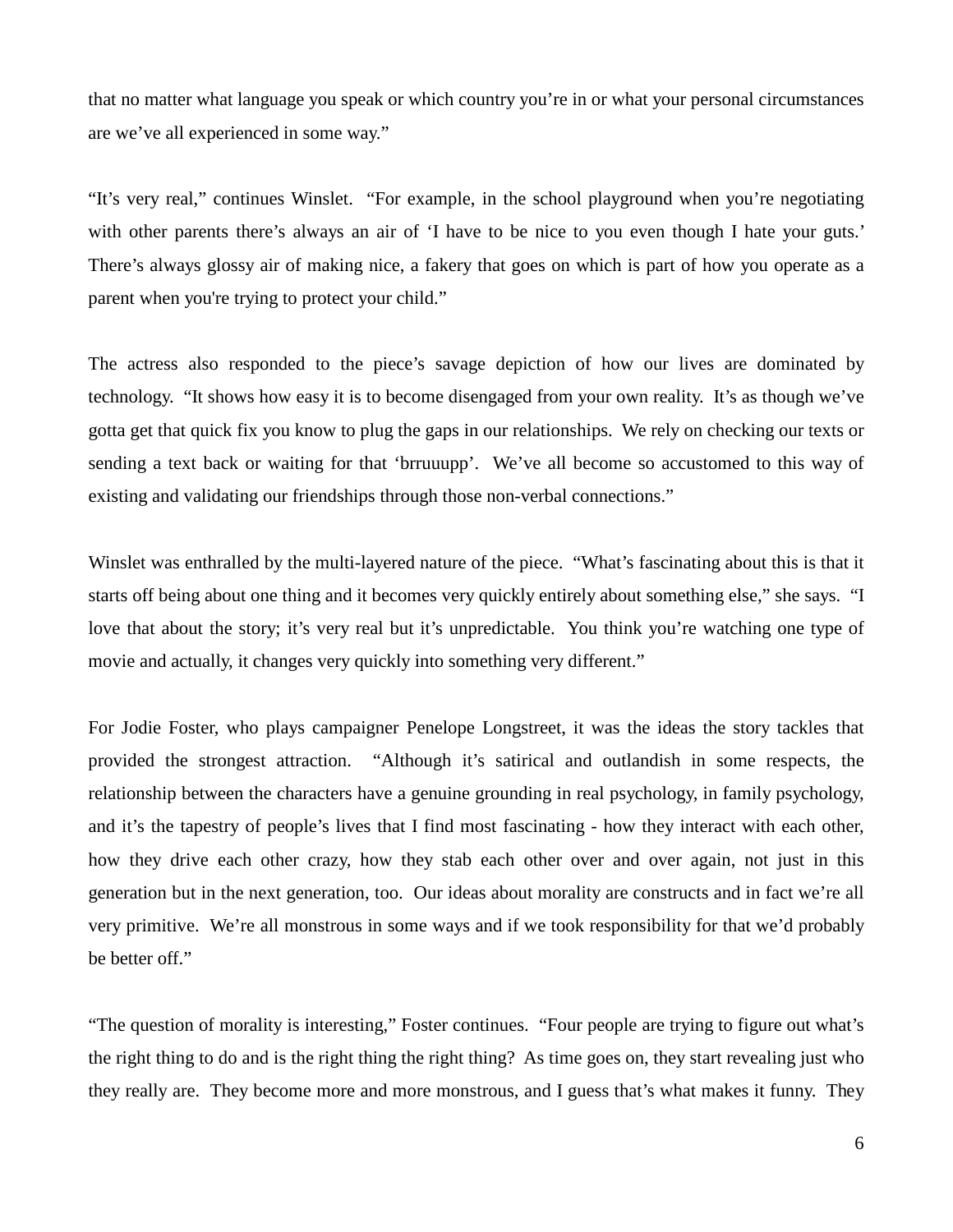that no matter what language you speak or which country you're in or what your personal circumstances are we've all experienced in some way."

"It's very real," continues Winslet. "For example, in the school playground when you're negotiating with other parents there's always an air of 'I have to be nice to you even though I hate your guts.' There's always glossy air of making nice, a fakery that goes on which is part of how you operate as a parent when you're trying to protect your child."

The actress also responded to the piece's savage depiction of how our lives are dominated by technology. "It shows how easy it is to become disengaged from your own reality. It's as though we've gotta get that quick fix you know to plug the gaps in our relationships. We rely on checking our texts or sending a text back or waiting for that 'brruuupp'. We've all become so accustomed to this way of existing and validating our friendships through those non-verbal connections."

Winslet was enthralled by the multi-layered nature of the piece. "What's fascinating about this is that it starts off being about one thing and it becomes very quickly entirely about something else," she says. "I love that about the story; it's very real but it's unpredictable. You think you're watching one type of movie and actually, it changes very quickly into something very different."

For Jodie Foster, who plays campaigner Penelope Longstreet, it was the ideas the story tackles that provided the strongest attraction. "Although it's satirical and outlandish in some respects, the relationship between the characters have a genuine grounding in real psychology, in family psychology, and it's the tapestry of people's lives that I find most fascinating - how they interact with each other, how they drive each other crazy, how they stab each other over and over again, not just in this generation but in the next generation, too. Our ideas about morality are constructs and in fact we're all very primitive. We're all monstrous in some ways and if we took responsibility for that we'd probably be better off."

"The question of morality is interesting," Foster continues. "Four people are trying to figure out what's the right thing to do and is the right thing the right thing? As time goes on, they start revealing just who they really are. They become more and more monstrous, and I guess that's what makes it funny. They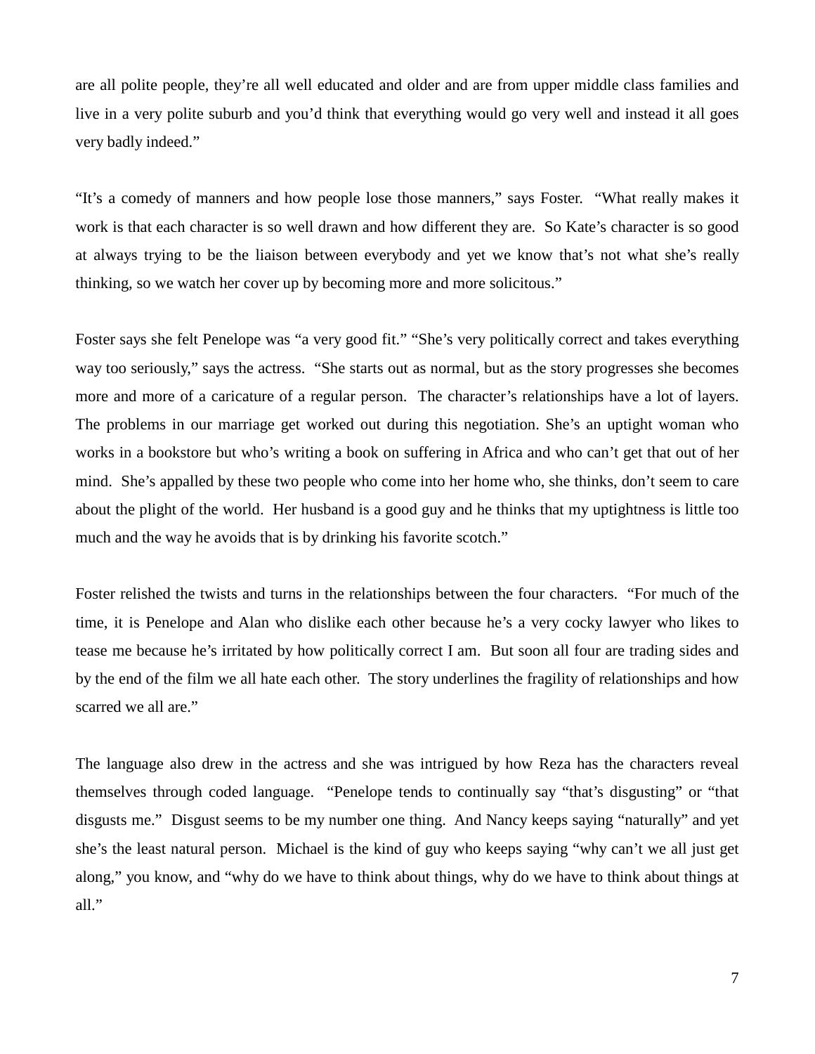are all polite people, they're all well educated and older and are from upper middle class families and live in a very polite suburb and you'd think that everything would go very well and instead it all goes very badly indeed."

"It's a comedy of manners and how people lose those manners," says Foster. "What really makes it work is that each character is so well drawn and how different they are. So Kate's character is so good at always trying to be the liaison between everybody and yet we know that's not what she's really thinking, so we watch her cover up by becoming more and more solicitous."

Foster says she felt Penelope was "a very good fit." "She's very politically correct and takes everything way too seriously," says the actress. "She starts out as normal, but as the story progresses she becomes more and more of a caricature of a regular person. The character's relationships have a lot of layers. The problems in our marriage get worked out during this negotiation. She's an uptight woman who works in a bookstore but who's writing a book on suffering in Africa and who can't get that out of her mind. She's appalled by these two people who come into her home who, she thinks, don't seem to care about the plight of the world. Her husband is a good guy and he thinks that my uptightness is little too much and the way he avoids that is by drinking his favorite scotch."

Foster relished the twists and turns in the relationships between the four characters. "For much of the time, it is Penelope and Alan who dislike each other because he's a very cocky lawyer who likes to tease me because he's irritated by how politically correct I am. But soon all four are trading sides and by the end of the film we all hate each other. The story underlines the fragility of relationships and how scarred we all are."

The language also drew in the actress and she was intrigued by how Reza has the characters reveal themselves through coded language. "Penelope tends to continually say "that's disgusting" or "that disgusts me." Disgust seems to be my number one thing. And Nancy keeps saying "naturally" and yet she's the least natural person. Michael is the kind of guy who keeps saying "why can't we all just get along," you know, and "why do we have to think about things, why do we have to think about things at all."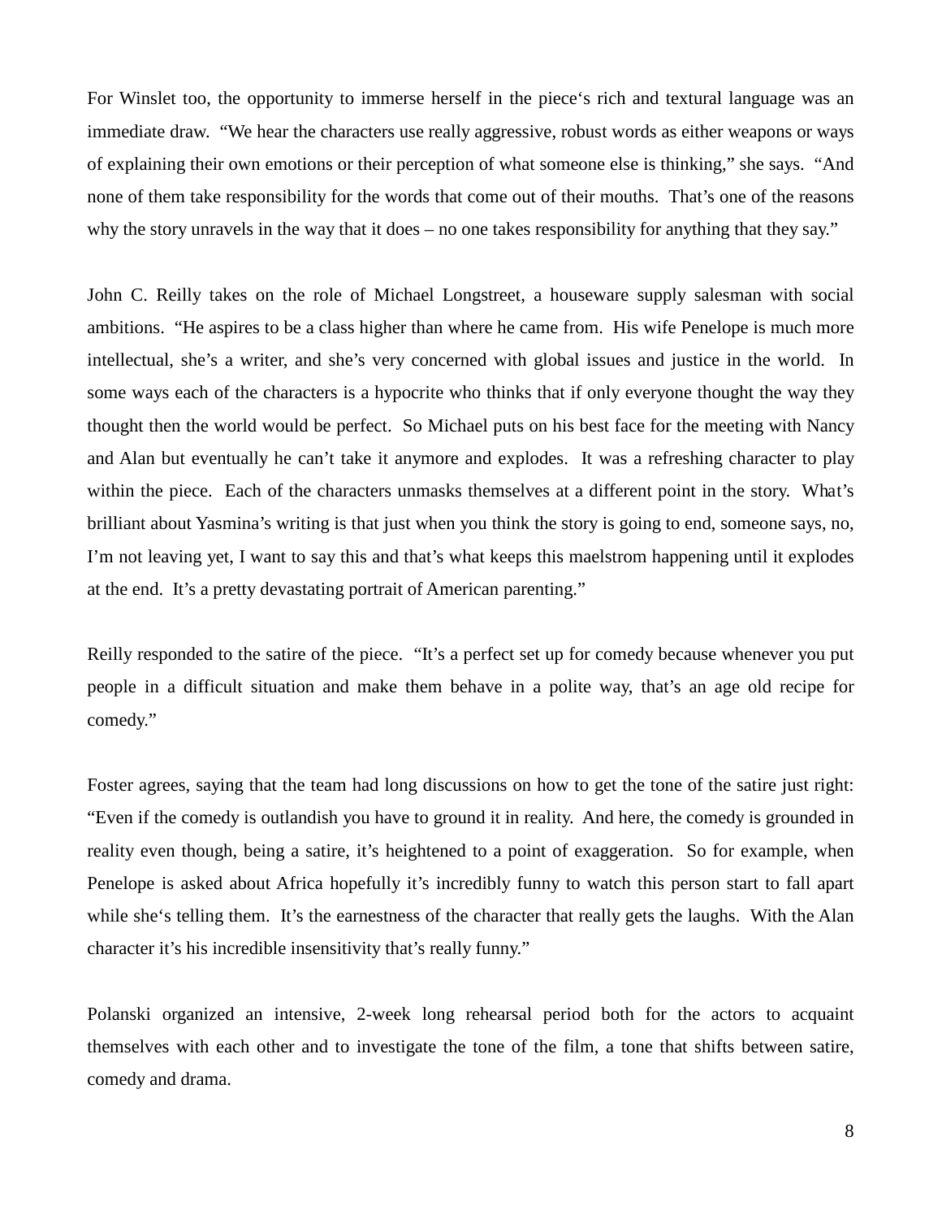For Winslet too, the opportunity to immerse herself in the piece‘s rich and textural language was an immediate draw. “We hear the characters use really aggressive, robust words as either weapons or ways of explaining their own emotions or their perception of what someone else is thinking,” she says. “And none of them take responsibility for the words that come out of their mouths. That’s one of the reasons why the story unravels in the way that it does – no one takes responsibility for anything that they say.”

John C. Reilly takes on the role of Michael Longstreet, a houseware supply salesman with social ambitions. “He aspires to be a class higher than where he came from. His wife Penelope is much more intellectual, she’s a writer, and she’s very concerned with global issues and justice in the world. In some ways each of the characters is a hypocrite who thinks that if only everyone thought the way they thought then the world would be perfect. So Michael puts on his best face for the meeting with Nancy and Alan but eventually he can’t take it anymore and explodes. It was a refreshing character to play within the piece. Each of the characters unmasks themselves at a different point in the story. What’s brilliant about Yasmina’s writing is that just when you think the story is going to end, someone says, no, I’m not leaving yet, I want to say this and that’s what keeps this maelstrom happening until it explodes at the end. It’s a pretty devastating portrait of American parenting.”

Reilly responded to the satire of the piece. “It’s a perfect set up for comedy because whenever you put people in a difficult situation and make them behave in a polite way, that’s an age old recipe for comedy.”

Foster agrees, saying that the team had long discussions on how to get the tone of the satire just right: “Even if the comedy is outlandish you have to ground it in reality. And here, the comedy is grounded in reality even though, being a satire, it’s heightened to a point of exaggeration. So for example, when Penelope is asked about Africa hopefully it’s incredibly funny to watch this person start to fall apart while she‘s telling them. It’s the earnestness of the character that really gets the laughs. With the Alan character it’s his incredible insensitivity that’s really funny.”

Polanski organized an intensive, 2-week long rehearsal period both for the actors to acquaint themselves with each other and to investigate the tone of the film, a tone that shifts between satire, comedy and drama.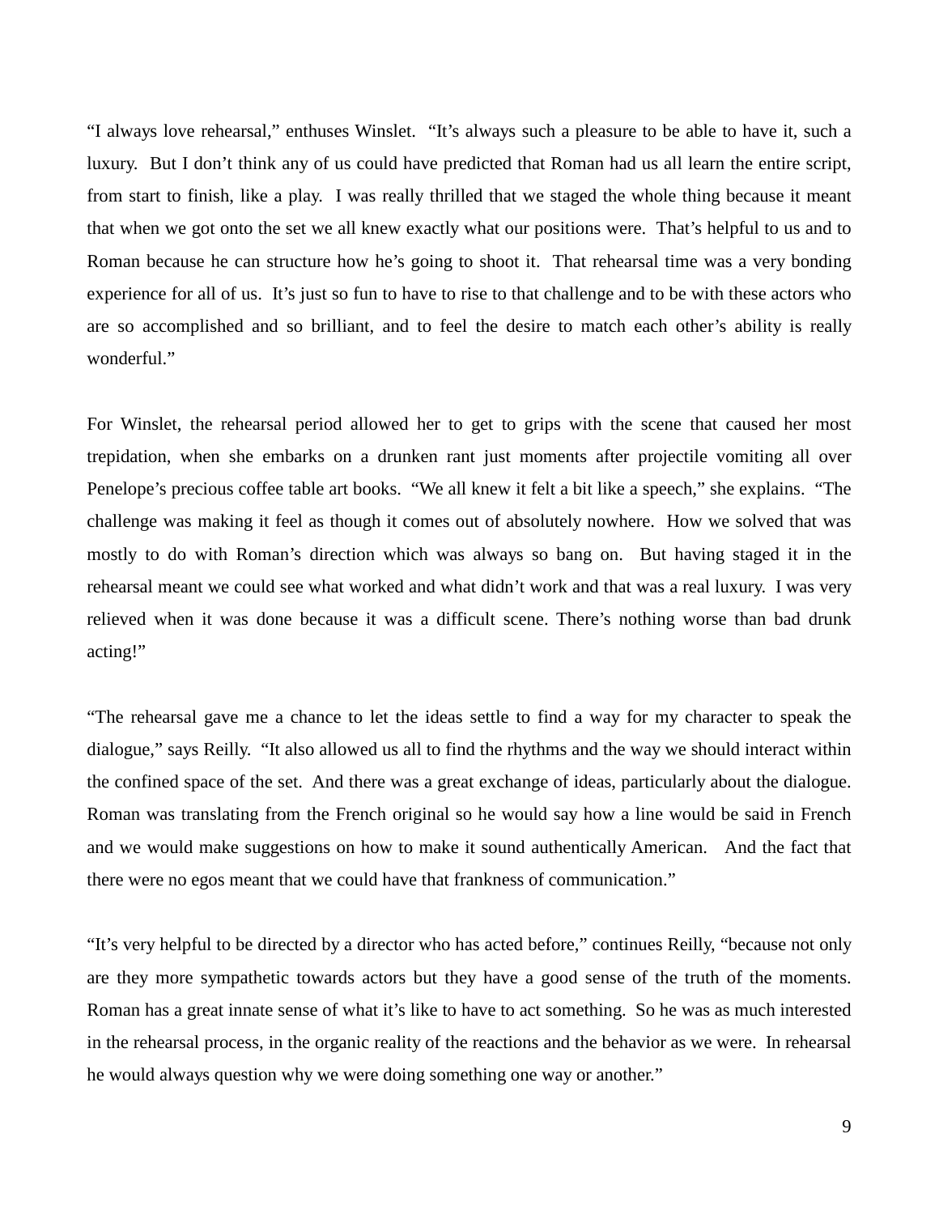"I always love rehearsal," enthuses Winslet. "It's always such a pleasure to be able to have it, such a luxury. But I don't think any of us could have predicted that Roman had us all learn the entire script, from start to finish, like a play. I was really thrilled that we staged the whole thing because it meant that when we got onto the set we all knew exactly what our positions were. That's helpful to us and to Roman because he can structure how he's going to shoot it. That rehearsal time was a very bonding experience for all of us. It's just so fun to have to rise to that challenge and to be with these actors who are so accomplished and so brilliant, and to feel the desire to match each other's ability is really wonderful."

For Winslet, the rehearsal period allowed her to get to grips with the scene that caused her most trepidation, when she embarks on a drunken rant just moments after projectile vomiting all over Penelope's precious coffee table art books. "We all knew it felt a bit like a speech," she explains. "The challenge was making it feel as though it comes out of absolutely nowhere. How we solved that was mostly to do with Roman's direction which was always so bang on. But having staged it in the rehearsal meant we could see what worked and what didn't work and that was a real luxury. I was very relieved when it was done because it was a difficult scene. There's nothing worse than bad drunk acting!"

"The rehearsal gave me a chance to let the ideas settle to find a way for my character to speak the dialogue," says Reilly. "It also allowed us all to find the rhythms and the way we should interact within the confined space of the set. And there was a great exchange of ideas, particularly about the dialogue. Roman was translating from the French original so he would say how a line would be said in French and we would make suggestions on how to make it sound authentically American. And the fact that there were no egos meant that we could have that frankness of communication."

"It's very helpful to be directed by a director who has acted before," continues Reilly, "because not only are they more sympathetic towards actors but they have a good sense of the truth of the moments. Roman has a great innate sense of what it's like to have to act something. So he was as much interested in the rehearsal process, in the organic reality of the reactions and the behavior as we were. In rehearsal he would always question why we were doing something one way or another."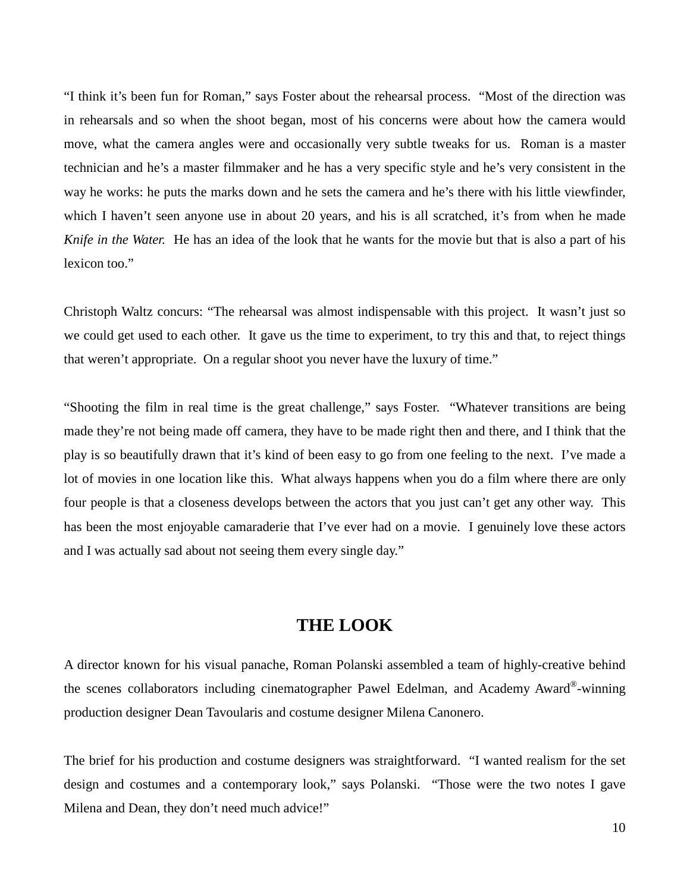"I think it's been fun for Roman," says Foster about the rehearsal process. "Most of the direction was in rehearsals and so when the shoot began, most of his concerns were about how the camera would move, what the camera angles were and occasionally very subtle tweaks for us. Roman is a master technician and he's a master filmmaker and he has a very specific style and he's very consistent in the way he works: he puts the marks down and he sets the camera and he's there with his little viewfinder, which I haven't seen anyone use in about 20 years, and his is all scratched, it's from when he made *Knife in the Water.* He has an idea of the look that he wants for the movie but that is also a part of his lexicon too."

Christoph Waltz concurs: "The rehearsal was almost indispensable with this project. It wasn't just so we could get used to each other. It gave us the time to experiment, to try this and that, to reject things that weren't appropriate. On a regular shoot you never have the luxury of time."

"Shooting the film in real time is the great challenge," says Foster. "Whatever transitions are being made they're not being made off camera, they have to be made right then and there, and I think that the play is so beautifully drawn that it's kind of been easy to go from one feeling to the next. I've made a lot of movies in one location like this. What always happens when you do a film where there are only four people is that a closeness develops between the actors that you just can't get any other way. This has been the most enjoyable camaraderie that I've ever had on a movie. I genuinely love these actors and I was actually sad about not seeing them every single day."

## THE LOOK

A director known for his visual panache, Roman Polanski assembled a team of highly-creative behind the scenes collaborators including cinematographer Pawel Edelman, and Academy Award®-winning production designer Dean Tavoularis and costume designer Milena Canonero.

The brief for his production and costume designers was straightforward. "I wanted realism for the set design and costumes and a contemporary look," says Polanski. "Those were the two notes I gave Milena and Dean, they don't need much advice!"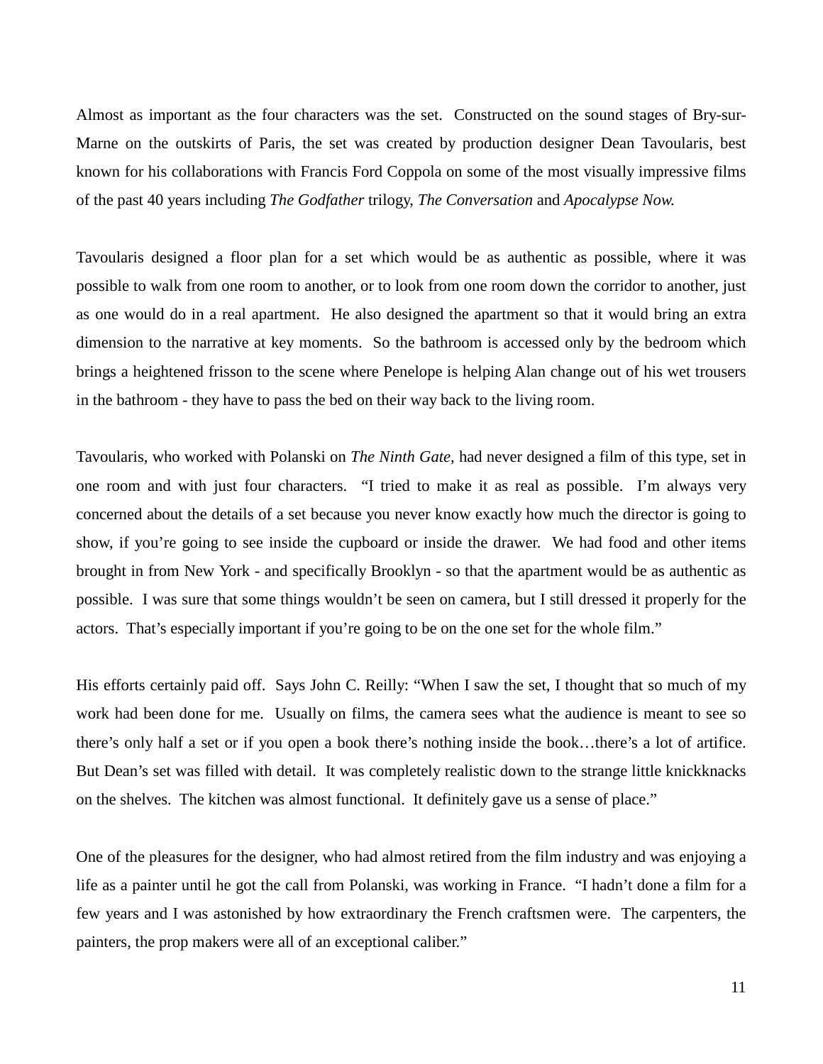Almost as important as the four characters was the set. Constructed on the sound stages of Bry-sur-Marne on the outskirts of Paris, the set was created by production designer Dean Tavoularis, best known for his collaborations with Francis Ford Coppola on some of the most visually impressive films of the past 40 years including *The Godfather* trilogy, *The Conversation* and *Apocalypse Now.*

Tavoularis designed a floor plan for a set which would be as authentic as possible, where it was possible to walk from one room to another, or to look from one room down the corridor to another, just as one would do in a real apartment. He also designed the apartment so that it would bring an extra dimension to the narrative at key moments. So the bathroom is accessed only by the bedroom which brings a heightened frisson to the scene where Penelope is helping Alan change out of his wet trousers in the bathroom - they have to pass the bed on their way back to the living room.

Tavoularis, who worked with Polanski on *The Ninth Gate*, had never designed a film of this type, set in one room and with just four characters. "I tried to make it as real as possible. I'm always very concerned about the details of a set because you never know exactly how much the director is going to show, if you're going to see inside the cupboard or inside the drawer. We had food and other items brought in from New York - and specifically Brooklyn - so that the apartment would be as authentic as possible. I was sure that some things wouldn't be seen on camera, but I still dressed it properly for the actors. That's especially important if you're going to be on the one set for the whole film."

His efforts certainly paid off. Says John C. Reilly: "When I saw the set, I thought that so much of my work had been done for me. Usually on films, the camera sees what the audience is meant to see so there's only half a set or if you open a book there's nothing inside the book…there's a lot of artifice. But Dean's set was filled with detail. It was completely realistic down to the strange little knickknacks on the shelves. The kitchen was almost functional. It definitely gave us a sense of place."

One of the pleasures for the designer, who had almost retired from the film industry and was enjoying a life as a painter until he got the call from Polanski, was working in France. "I hadn't done a film for a few years and I was astonished by how extraordinary the French craftsmen were. The carpenters, the painters, the prop makers were all of an exceptional caliber."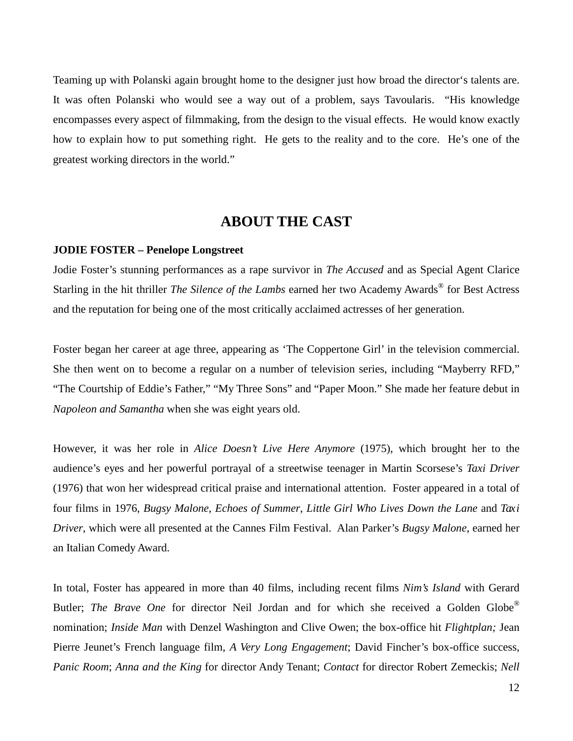Teaming up with Polanski again brought home to the designer just how broad the director's talents are. It was often Polanski who would see a way out of a problem, says Tavoularis. "His knowledge encompasses every aspect of filmmaking, from the design to the visual effects. He would know exactly how to explain how to put something right. He gets to the reality and to the core. He's one of the greatest working directors in the world."

## ABOUT THE CAST

**JODIE FOSTER – Penelope Longstreet**

Jodie Foster's stunning performances as a rape survivor in *The Accused* and as Special Agent Clarice Starling in the hit thriller *The Silence of the Lambs* earned her two Academy Awards® for Best Actress and the reputation for being one of the most critically acclaimed actresses of her generation.

Foster began her career at age three, appearing as 'The Coppertone Girl' in the television commercial. She then went on to become a regular on a number of television series, including "Mayberry RFD," "The Courtship of Eddie's Father," "My Three Sons" and "Paper Moon." She made her feature debut in *Napoleon and Samantha* when she was eight years old.

However, it was her role in *Alice Doesn't Live Here Anymore* (1975), which brought her to the audience's eyes and her powerful portrayal of a streetwise teenager in Martin Scorsese's *Taxi Driver* (1976) that won her widespread critical praise and international attention. Foster appeared in a total of four films in 1976, *Bugsy Malone*, *Echoes of Summer*, *Little Girl Who Lives Down the Lane* and *Taxi Driver*, which were all presented at the Cannes Film Festival. Alan Parker's *Bugsy Malone*, earned her an Italian Comedy Award.

In total, Foster has appeared in more than 40 films, including recent films *Nim's Island* with Gerard Butler; *The Brave One* for director Neil Jordan and for which she received a Golden Globe® nomination; *Inside Man* with Denzel Washington and Clive Owen; the box-office hit *Flightplan;* Jean Pierre Jeunet's French language film, *A Very Long Engagement*; David Fincher's box-office success, *Panic Room*; *Anna and the King* for director Andy Tenant; *Contact* for director Robert Zemeckis; *Nell*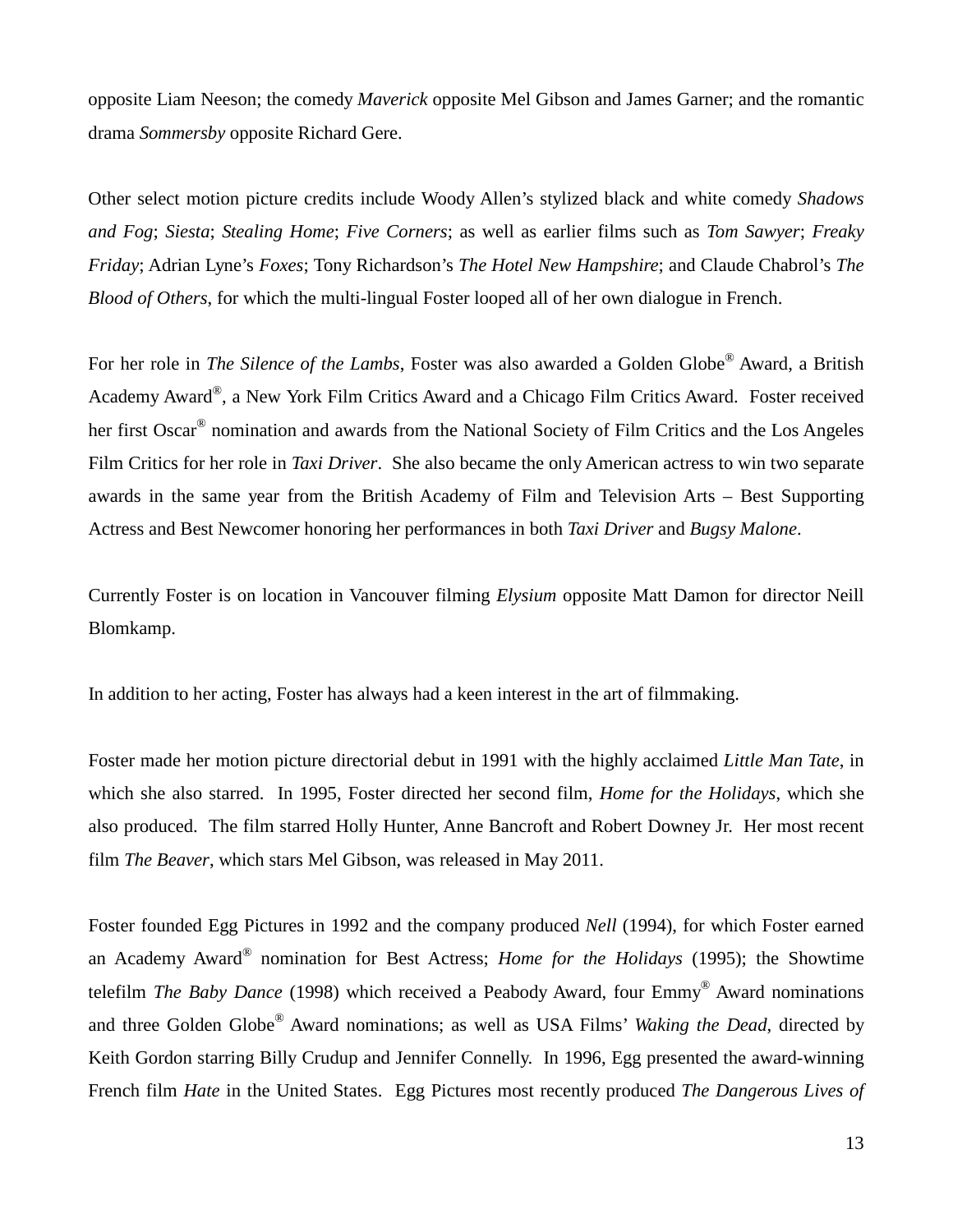opposite Liam Neeson; the comedy *Maverick* opposite Mel Gibson and James Garner; and the romantic drama *Sommersby* opposite Richard Gere.

Other select motion picture credits include Woody Allen's stylized black and white comedy *Shadows and Fog*; *Siesta*; *Stealing Home*; *Five Corners*; as well as earlier films such as *Tom Sawyer*; *Freaky Friday*; Adrian Lyne's *Foxes*; Tony Richardson's *The Hotel New Hampshire*; and Claude Chabrol's *The Blood of Others*, for which the multi-lingual Foster looped all of her own dialogue in French.

For her role in *The Silence of the Lambs*, Foster was also awarded a Golden Globe® Award, a British Academy Award®, a New York Film Critics Award and a Chicago Film Critics Award. Foster received her first Oscar® nomination and awards from the National Society of Film Critics and the Los Angeles Film Critics for her role in *Taxi Driver*. She also became the only American actress to win two separate awards in the same year from the British Academy of Film and Television Arts – Best Supporting Actress and Best Newcomer honoring her performances in both *Taxi Driver* and *Bugsy Malone*.

Currently Foster is on location in Vancouver filming *Elysium* opposite Matt Damon for director Neill Blomkamp.

In addition to her acting, Foster has always had a keen interest in the art of filmmaking.

Foster made her motion picture directorial debut in 1991 with the highly acclaimed *Little Man Tate*, in which she also starred. In 1995, Foster directed her second film, *Home for the Holidays*, which she also produced. The film starred Holly Hunter, Anne Bancroft and Robert Downey Jr. Her most recent film *The Beaver*, which stars Mel Gibson, was released in May 2011.

Foster founded Egg Pictures in 1992 and the company produced *Nell* (1994), for which Foster earned an Academy Award® nomination for Best Actress; *Home for the Holidays* (1995); the Showtime telefilm *The Baby Dance* (1998) which received a Peabody Award, four Emmy® Award nominations and three Golden Globe® Award nominations; as well as USA Films' *Waking the Dead*, directed by Keith Gordon starring Billy Crudup and Jennifer Connelly. In 1996, Egg presented the award-winning French film *Hate* in the United States. Egg Pictures most recently produced *The Dangerous Lives of*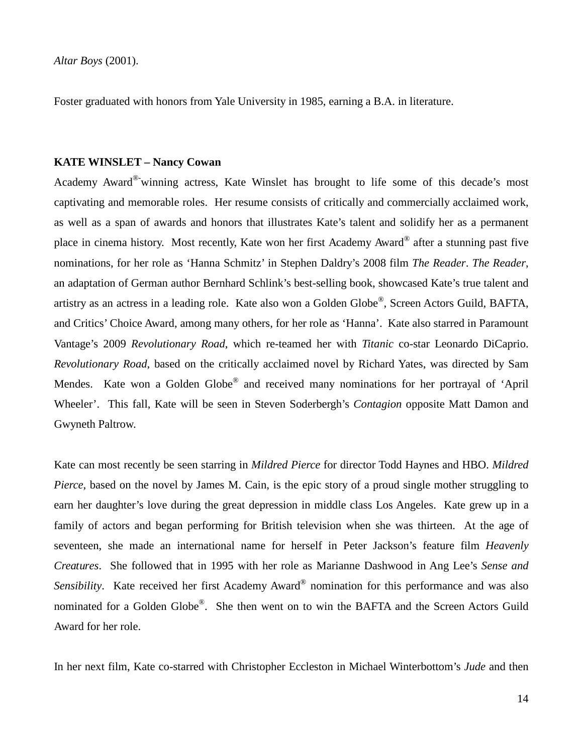*Altar Boys* (2001).

Foster graduated with honors from Yale University in 1985, earning a B.A. in literature.

**KATE WINSLET – Nancy Cowan**

Academy Award®-winning actress, Kate Winslet has brought to life some of this decade's most captivating and memorable roles. Her resume consists of critically and commercially acclaimed work, as well as a span of awards and honors that illustrates Kate's talent and solidify her as a permanent place in cinema history. Most recently, Kate won her first Academy Award® after a stunning past five nominations, for her role as 'Hanna Schmitz' in Stephen Daldry's 2008 film *The Reader*. *The Reader*, an adaptation of German author Bernhard Schlink's best-selling book, showcased Kate's true talent and artistry as an actress in a leading role. Kate also won a Golden Globe®, Screen Actors Guild, BAFTA, and Critics' Choice Award, among many others, for her role as 'Hanna'. Kate also starred in Paramount Vantage's 2009 *Revolutionary Road*, which re-teamed her with *Titanic* co-star Leonardo DiCaprio. *Revolutionary Road*, based on the critically acclaimed novel by Richard Yates, was directed by Sam Mendes. Kate won a Golden Globe® and received many nominations for her portrayal of 'April Wheeler'. This fall, Kate will be seen in Steven Soderbergh's *Contagion* opposite Matt Damon and Gwyneth Paltrow.

Kate can most recently be seen starring in *Mildred Pierce* for director Todd Haynes and HBO. *Mildred Pierce*, based on the novel by James M. Cain, is the epic story of a proud single mother struggling to earn her daughter's love during the great depression in middle class Los Angeles. Kate grew up in a family of actors and began performing for British television when she was thirteen. At the age of seventeen, she made an international name for herself in Peter Jackson's feature film *Heavenly Creatures*. She followed that in 1995 with her role as Marianne Dashwood in Ang Lee's *Sense and Sensibility*. Kate received her first Academy Award® nomination for this performance and was also nominated for a Golden Globe®. She then went on to win the BAFTA and the Screen Actors Guild Award for her role.

In her next film, Kate co-starred with Christopher Eccleston in Michael Winterbottom's *Jude* and then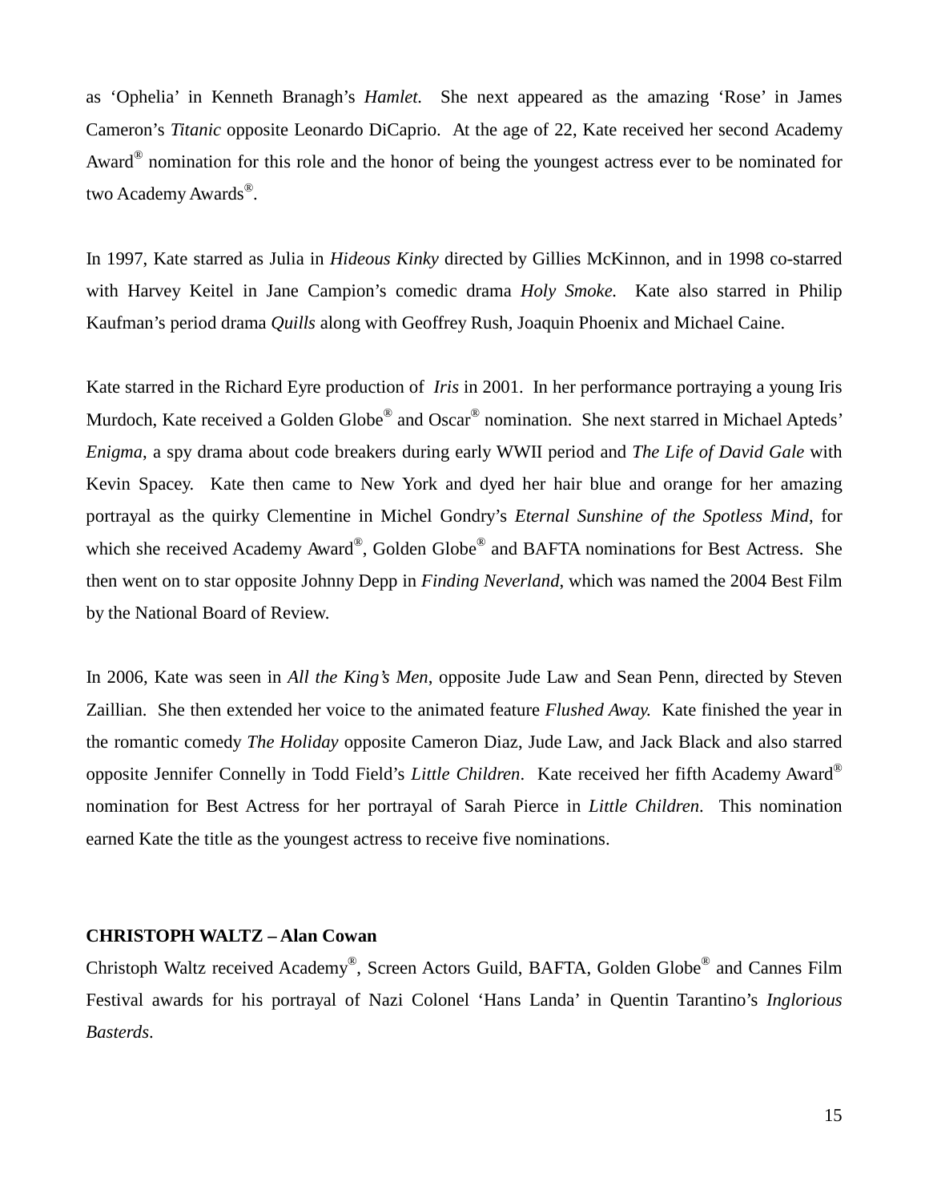as 'Ophelia' in Kenneth Branagh's *Hamlet.* She next appeared as the amazing 'Rose' in James Cameron's *Titanic* opposite Leonardo DiCaprio. At the age of 22, Kate received her second Academy Award® nomination for this role and the honor of being the youngest actress ever to be nominated for two Academy Awards®.

In 1997, Kate starred as Julia in *Hideous Kinky* directed by Gillies McKinnon, and in 1998 co-starred with Harvey Keitel in Jane Campion's comedic drama *Holy Smoke.* Kate also starred in Philip Kaufman's period drama *Quills* along with Geoffrey Rush, Joaquin Phoenix and Michael Caine.

Kate starred in the Richard Eyre production of *Iris* in 2001. In her performance portraying a young Iris Murdoch, Kate received a Golden Globe® and Oscar® nomination. She next starred in Michael Apteds' *Enigma*, a spy drama about code breakers during early WWII period and *The Life of David Gale* with Kevin Spacey. Kate then came to New York and dyed her hair blue and orange for her amazing portrayal as the quirky Clementine in Michel Gondry's *Eternal Sunshine of the Spotless Mind*, for which she received Academy Award®, Golden Globe® and BAFTA nominations for Best Actress. She then went on to star opposite Johnny Depp in *Finding Neverland*, which was named the 2004 Best Film by the National Board of Review.

In 2006, Kate was seen in *All the King's Men*, opposite Jude Law and Sean Penn, directed by Steven Zaillian. She then extended her voice to the animated feature *Flushed Away.* Kate finished the year in the romantic comedy *The Holiday* opposite Cameron Diaz, Jude Law, and Jack Black and also starred opposite Jennifer Connelly in Todd Field's *Little Children*. Kate received her fifth Academy Award® nomination for Best Actress for her portrayal of Sarah Pierce in *Little Children*. This nomination earned Kate the title as the youngest actress to receive five nominations.

**CHRISTOPH WALTZ – Alan Cowan**

Christoph Waltz received Academy®, Screen Actors Guild, BAFTA, Golden Globe® and Cannes Film Festival awards for his portrayal of Nazi Colonel 'Hans Landa' in Quentin Tarantino's *Inglorious Basterds*.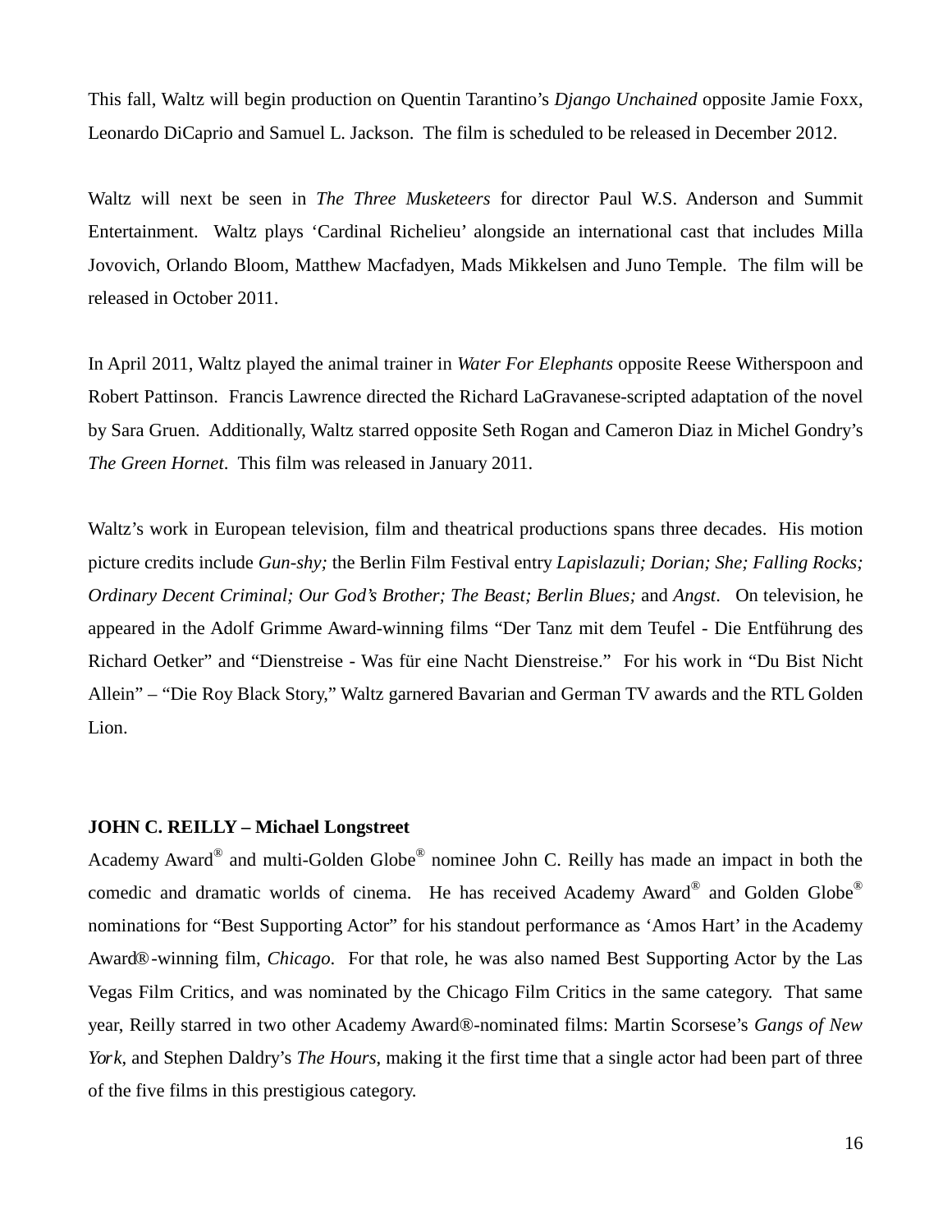This fall, Waltz will begin production on Quentin Tarantino's *Django Unchained* opposite Jamie Foxx, Leonardo DiCaprio and Samuel L. Jackson. The film is scheduled to be released in December 2012.

Waltz will next be seen in *The Three Musketeers* for director Paul W.S. Anderson and Summit Entertainment. Waltz plays 'Cardinal Richelieu' alongside an international cast that includes Milla Jovovich, Orlando Bloom, Matthew Macfadyen, Mads Mikkelsen and Juno Temple. The film will be released in October 2011.

In April 2011, Waltz played the animal trainer in *Water For Elephants* opposite Reese Witherspoon and Robert Pattinson. Francis Lawrence directed the Richard LaGravanese-scripted adaptation of the novel by Sara Gruen. Additionally, Waltz starred opposite Seth Rogan and Cameron Diaz in Michel Gondry's *The Green Hornet*. This film was released in January 2011.

Waltz's work in European television, film and theatrical productions spans three decades. His motion picture credits include *Gun-shy;* the Berlin Film Festival entry *Lapislazuli; Dorian; She; Falling Rocks; Ordinary Decent Criminal; Our God's Brother; The Beast; Berlin Blues;* and *Angst*. On television, he appeared in the Adolf Grimme Award-winning films "Der Tanz mit dem Teufel - Die Entführung des Richard Oetker" and "Dienstreise - Was für eine Nacht Dienstreise." For his work in "Du Bist Nicht Allein" – "Die Roy Black Story," Waltz garnered Bavarian and German TV awards and the RTL Golden Lion.

**JOHN C. REILLY – Michael Longstreet**

Academy Award® and multi-Golden Globe® nominee John C. Reilly has made an impact in both the comedic and dramatic worlds of cinema. He has received Academy Award® and Golden Globe® nominations for "Best Supporting Actor" for his standout performance as 'Amos Hart' in the Academy Award®-winning film, *Chicago*. For that role, he was also named Best Supporting Actor by the Las Vegas Film Critics, and was nominated by the Chicago Film Critics in the same category. That same year, Reilly starred in two other Academy Award®-nominated films: Martin Scorsese's *Gangs of New York*, and Stephen Daldry's *The Hours*, making it the first time that a single actor had been part of three of the five films in this prestigious category.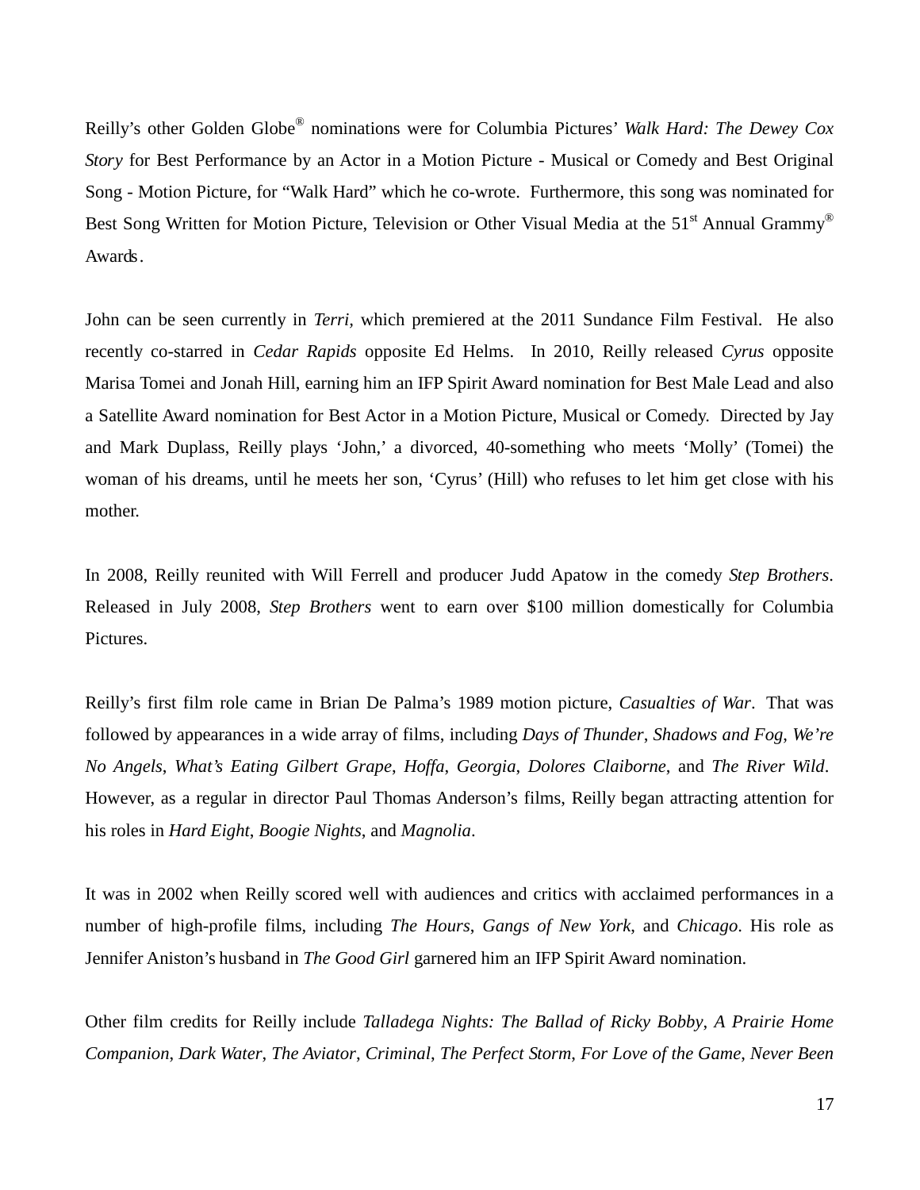Reilly's other Golden Globe® nominations were for Columbia Pictures' *Walk Hard: The Dewey Cox Story* for Best Performance by an Actor in a Motion Picture - Musical or Comedy and Best Original Song - Motion Picture, for "Walk Hard" which he co-wrote. Furthermore, this song was nominated for Best Song Written for Motion Picture, Television or Other Visual Media at the 51st Annual Grammy® Awards.

John can be seen currently in *Terri,* which premiered at the 2011 Sundance Film Festival. He also recently co-starred in *Cedar Rapids* opposite Ed Helms. In 2010, Reilly released *Cyrus* opposite Marisa Tomei and Jonah Hill, earning him an IFP Spirit Award nomination for Best Male Lead and also a Satellite Award nomination for Best Actor in a Motion Picture, Musical or Comedy. Directed by Jay and Mark Duplass, Reilly plays 'John,' a divorced, 40-something who meets 'Molly' (Tomei) the woman of his dreams, until he meets her son, 'Cyrus' (Hill) who refuses to let him get close with his mother.

In 2008, Reilly reunited with Will Ferrell and producer Judd Apatow in the comedy *Step Brothers*. Released in July 2008, *Step Brothers* went to earn over $100 million domestically for Columbia Pictures.

Reilly's first film role came in Brian De Palma's 1989 motion picture, *Casualties of War*. That was followed by appearances in a wide array of films, including *Days of Thunder*, *Shadows and Fog*, *We're No Angels*, *What's Eating Gilbert Grape*, *Hoffa*, *Georgia*, *Dolores Claiborne*, and *The River Wild*. However, as a regular in director Paul Thomas Anderson's films, Reilly began attracting attention for his roles in *Hard Eight*, *Boogie Nights*, and *Magnolia*.

It was in 2002 when Reilly scored well with audiences and critics with acclaimed performances in a number of high-profile films, including *The Hours*, *Gangs of New York*, and *Chicago*. His role as Jennifer Aniston's husband in *The Good Girl* garnered him an IFP Spirit Award nomination.

Other film credits for Reilly include *Talladega Nights: The Ballad of Ricky Bobby*, *A Prairie Home Companion*, *Dark Water*, *The Aviator*, *Criminal*, *The Perfect Storm*, *For Love of the Game*, *Never Been*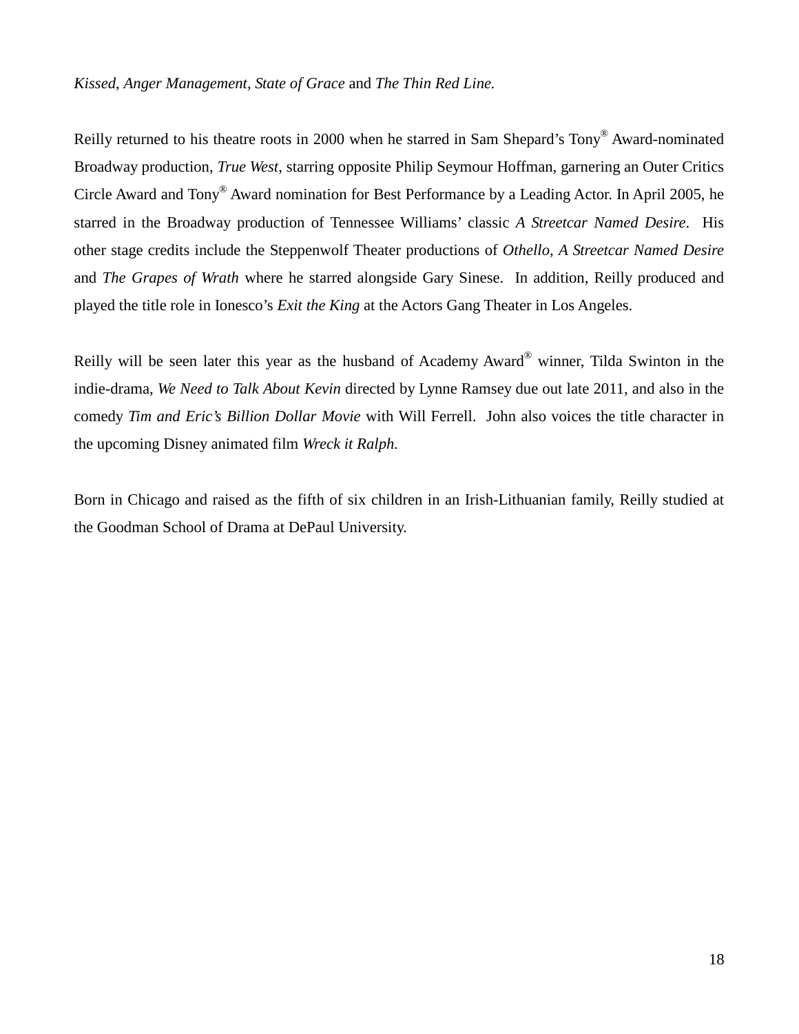*Kissed*, *Anger Management*, *State of Grace* and *The Thin Red Line.*

Reilly returned to his theatre roots in 2000 when he starred in Sam Shepard's Tony® Award-nominated Broadway production, *True West*, starring opposite Philip Seymour Hoffman, garnering an Outer Critics Circle Award and Tony® Award nomination for Best Performance by a Leading Actor. In April 2005, he starred in the Broadway production of Tennessee Williams' classic *A Streetcar Named Desire*. His other stage credits include the Steppenwolf Theater productions of *Othello, A Streetcar Named Desire* and *The Grapes of Wrath* where he starred alongside Gary Sinese. In addition, Reilly produced and played the title role in Ionesco's *Exit the King* at the Actors Gang Theater in Los Angeles.

Reilly will be seen later this year as the husband of Academy Award® winner, Tilda Swinton in the indie-drama, *We Need to Talk About Kevin* directed by Lynne Ramsey due out late 2011, and also in the comedy *Tim and Eric's Billion Dollar Movie* with Will Ferrell. John also voices the title character in the upcoming Disney animated film *Wreck it Ralph.*

Born in Chicago and raised as the fifth of six children in an Irish-Lithuanian family, Reilly studied at the Goodman School of Drama at DePaul University.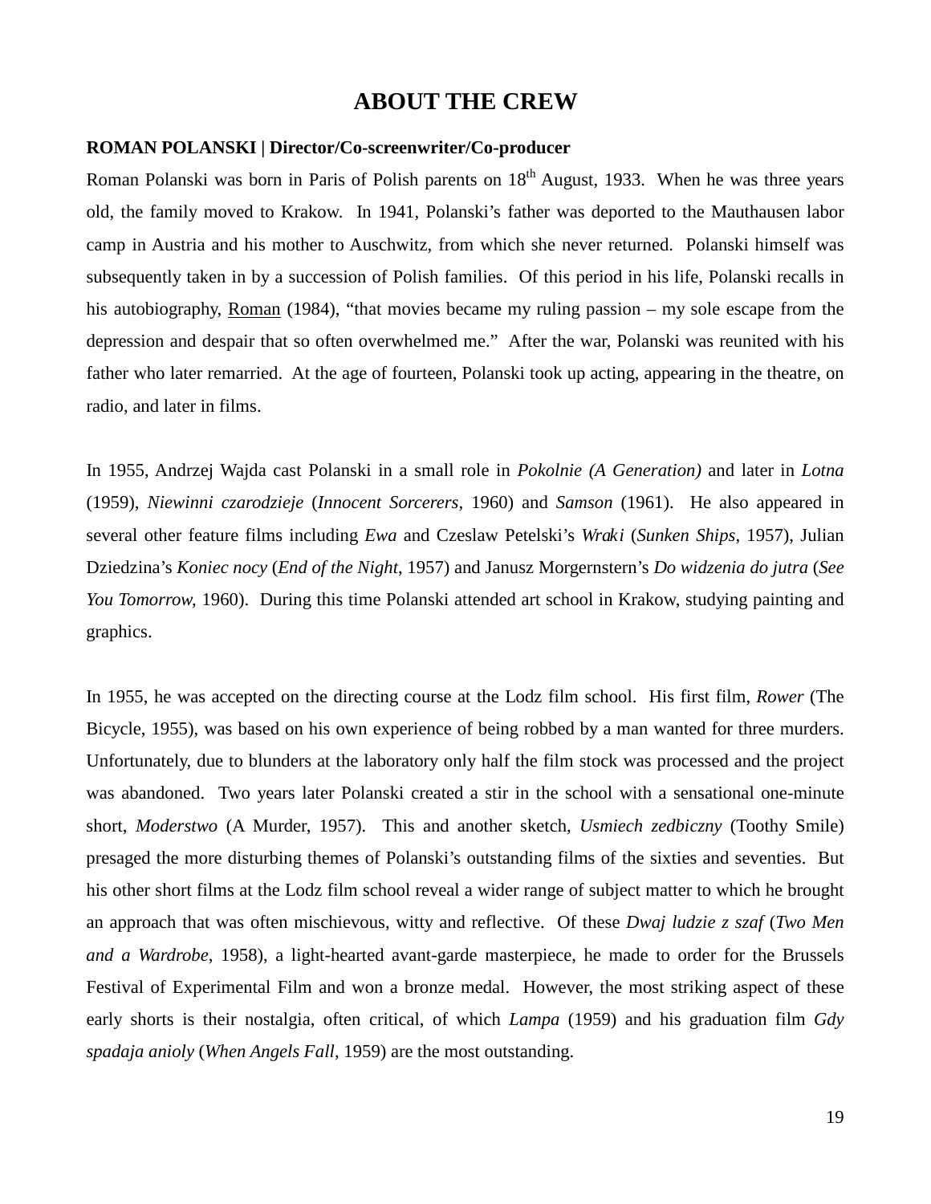# ABOUT THE CREW

**ROMAN POLANSKI | Director/Co-screenwriter/Co-producer**

Roman Polanski was born in Paris of Polish parents on 18th August, 1933. When he was three years old, the family moved to Krakow. In 1941, Polanski's father was deported to the Mauthausen labor camp in Austria and his mother to Auschwitz, from which she never returned. Polanski himself was subsequently taken in by a succession of Polish families. Of this period in his life, Polanski recalls in his autobiography, Roman (1984), "that movies became my ruling passion – my sole escape from the depression and despair that so often overwhelmed me." After the war, Polanski was reunited with his father who later remarried. At the age of fourteen, Polanski took up acting, appearing in the theatre, on radio, and later in films.

In 1955, Andrzej Wajda cast Polanski in a small role in *Pokolnie (A Generation)* and later in *Lotna* (1959), *Niewinni czarodzieje* (*Innocent Sorcerers,* 1960) and *Samson* (1961). He also appeared in several other feature films including *Ewa* and Czeslaw Petelski's *Wraki* (*Sunken Ships*, 1957), Julian Dziedzina's *Koniec nocy* (*End of the Night*, 1957) and Janusz Morgernstern's *Do widzenia do jutra* (*See You Tomorrow*, 1960). During this time Polanski attended art school in Krakow, studying painting and graphics.

In 1955, he was accepted on the directing course at the Lodz film school. His first film, *Rower* (The Bicycle, 1955), was based on his own experience of being robbed by a man wanted for three murders. Unfortunately, due to blunders at the laboratory only half the film stock was processed and the project was abandoned. Two years later Polanski created a stir in the school with a sensational one-minute short, *Moderstwo* (A Murder, 1957). This and another sketch, *Usmiech zedbiczny* (Toothy Smile) presaged the more disturbing themes of Polanski's outstanding films of the sixties and seventies. But his other short films at the Lodz film school reveal a wider range of subject matter to which he brought an approach that was often mischievous, witty and reflective. Of these *Dwaj ludzie z szaf* (*Two Men and a Wardrobe*, 1958), a light-hearted avant-garde masterpiece, he made to order for the Brussels Festival of Experimental Film and won a bronze medal. However, the most striking aspect of these early shorts is their nostalgia, often critical, of which *Lampa* (1959) and his graduation film *Gdy spadaja anioly* (*When Angels Fall*, 1959) are the most outstanding.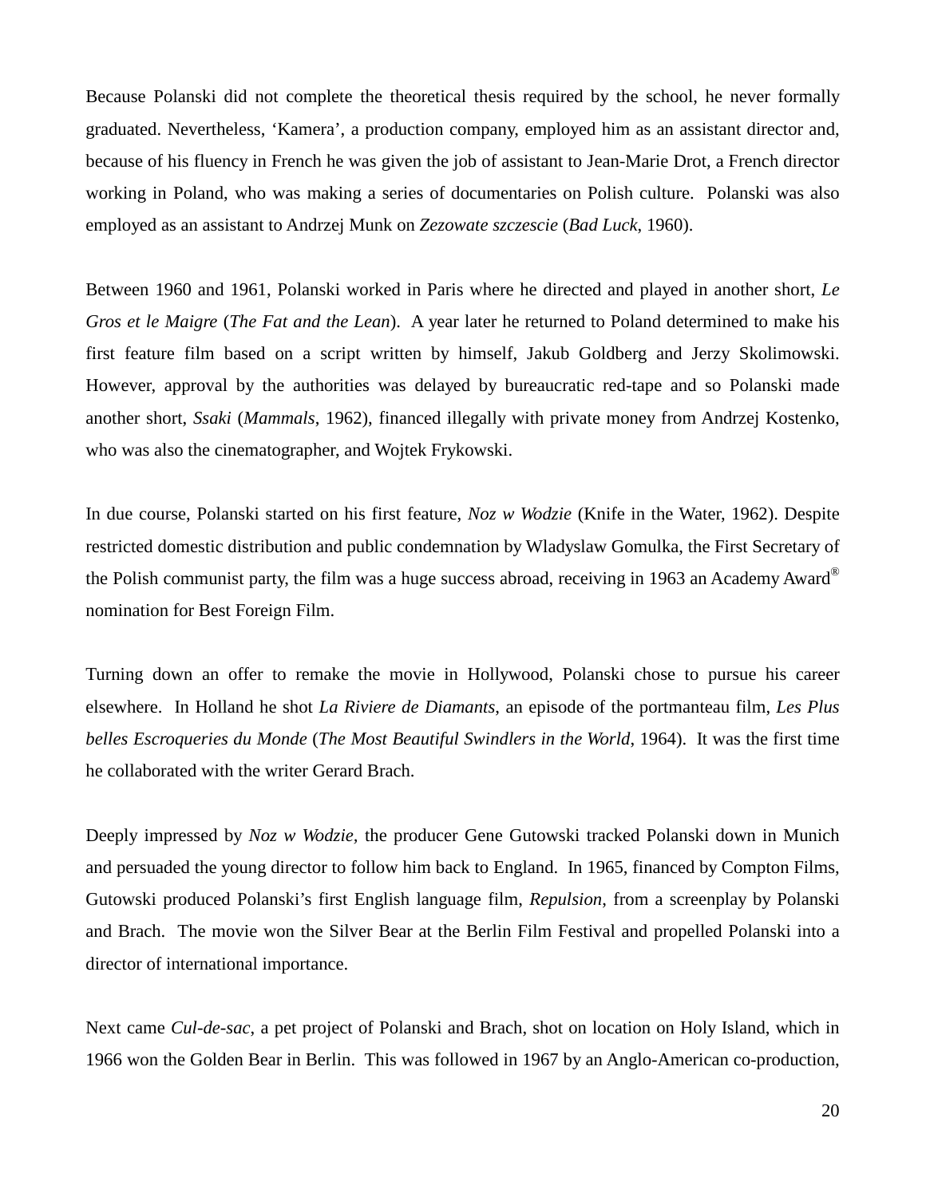Because Polanski did not complete the theoretical thesis required by the school, he never formally graduated. Nevertheless, ‘Kamera’, a production company, employed him as an assistant director and, because of his fluency in French he was given the job of assistant to Jean-Marie Drot, a French director working in Poland, who was making a series of documentaries on Polish culture. Polanski was also employed as an assistant to Andrzej Munk on *Zezowate szczescie* (*Bad Luck*, 1960).

Between 1960 and 1961, Polanski worked in Paris where he directed and played in another short, *Le Gros et le Maigre* (*The Fat and the Lean*). A year later he returned to Poland determined to make his first feature film based on a script written by himself, Jakub Goldberg and Jerzy Skolimowski. However, approval by the authorities was delayed by bureaucratic red-tape and so Polanski made another short, *Ssaki* (*Mammals*, 1962), financed illegally with private money from Andrzej Kostenko, who was also the cinematographer, and Wojtek Frykowski.

In due course, Polanski started on his first feature, *Noz w Wodzie* (Knife in the Water, 1962). Despite restricted domestic distribution and public condemnation by Wladyslaw Gomulka, the First Secretary of the Polish communist party, the film was a huge success abroad, receiving in 1963 an Academy Award® nomination for Best Foreign Film.

Turning down an offer to remake the movie in Hollywood, Polanski chose to pursue his career elsewhere. In Holland he shot *La Riviere de Diamants*, an episode of the portmanteau film, *Les Plus belles Escroqueries du Monde* (*The Most Beautiful Swindlers in the World*, 1964). It was the first time he collaborated with the writer Gerard Brach.

Deeply impressed by *Noz w Wodzie*, the producer Gene Gutowski tracked Polanski down in Munich and persuaded the young director to follow him back to England. In 1965, financed by Compton Films, Gutowski produced Polanski’s first English language film, *Repulsion*, from a screenplay by Polanski and Brach. The movie won the Silver Bear at the Berlin Film Festival and propelled Polanski into a director of international importance.

Next came *Cul-de-sac*, a pet project of Polanski and Brach, shot on location on Holy Island, which in 1966 won the Golden Bear in Berlin. This was followed in 1967 by an Anglo-American co-production,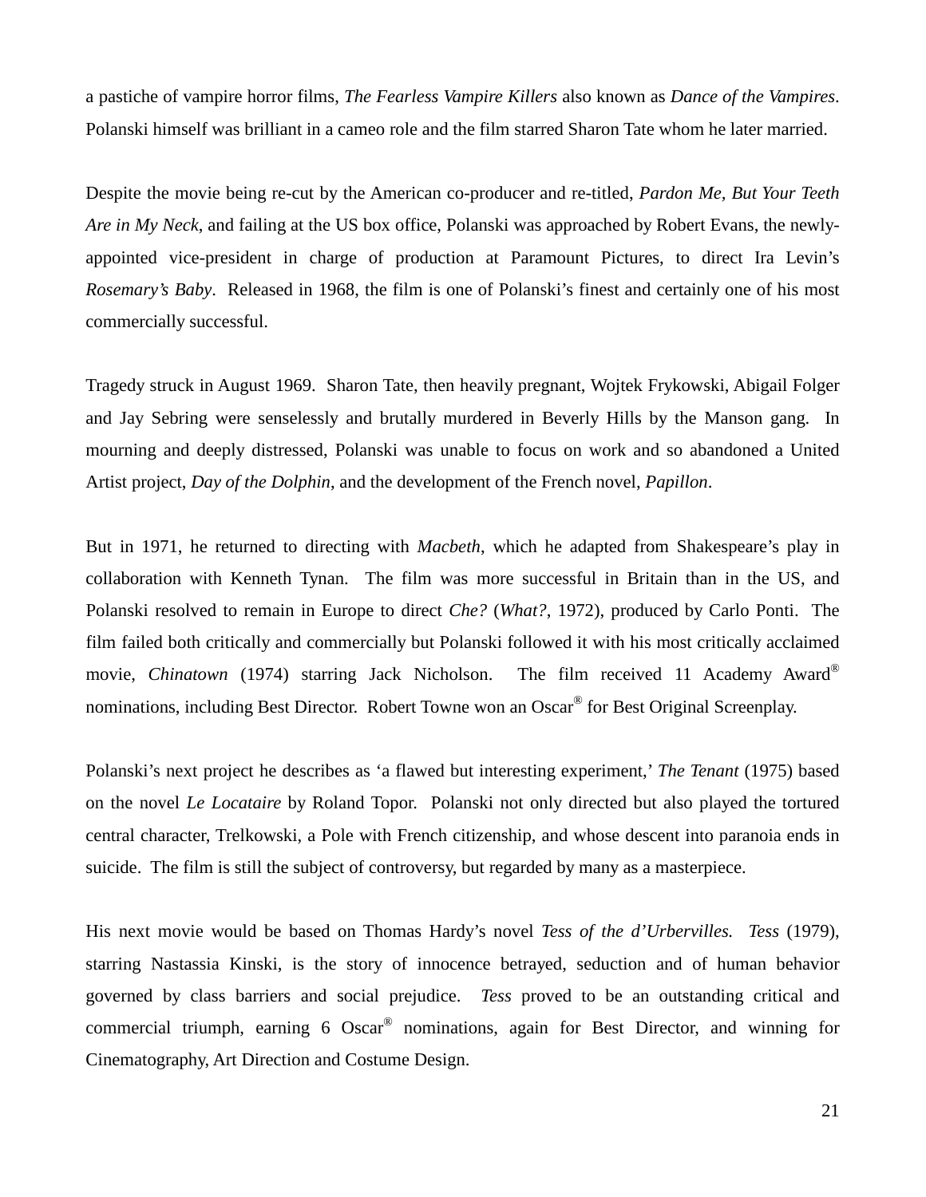a pastiche of vampire horror films, *The Fearless Vampire Killers* also known as *Dance of the Vampires*. Polanski himself was brilliant in a cameo role and the film starred Sharon Tate whom he later married.

Despite the movie being re-cut by the American co-producer and re-titled, *Pardon Me, But Your Teeth Are in My Neck*, and failing at the US box office, Polanski was approached by Robert Evans, the newly-appointed vice-president in charge of production at Paramount Pictures, to direct Ira Levin's *Rosemary's Baby*. Released in 1968, the film is one of Polanski's finest and certainly one of his most commercially successful.

Tragedy struck in August 1969. Sharon Tate, then heavily pregnant, Wojtek Frykowski, Abigail Folger and Jay Sebring were senselessly and brutally murdered in Beverly Hills by the Manson gang. In mourning and deeply distressed, Polanski was unable to focus on work and so abandoned a United Artist project, *Day of the Dolphin*, and the development of the French novel, *Papillon*.

But in 1971, he returned to directing with *Macbeth*, which he adapted from Shakespeare's play in collaboration with Kenneth Tynan. The film was more successful in Britain than in the US, and Polanski resolved to remain in Europe to direct *Che?* (*What?*, 1972), produced by Carlo Ponti. The film failed both critically and commercially but Polanski followed it with his most critically acclaimed movie, *Chinatown* (1974) starring Jack Nicholson. The film received 11 Academy Award® nominations, including Best Director. Robert Towne won an Oscar® for Best Original Screenplay.

Polanski's next project he describes as 'a flawed but interesting experiment,' *The Tenant* (1975) based on the novel *Le Locataire* by Roland Topor. Polanski not only directed but also played the tortured central character, Trelkowski, a Pole with French citizenship, and whose descent into paranoia ends in suicide. The film is still the subject of controversy, but regarded by many as a masterpiece.

His next movie would be based on Thomas Hardy's novel *Tess of the d'Urbervilles. Tess* (1979), starring Nastassia Kinski, is the story of innocence betrayed, seduction and of human behavior governed by class barriers and social prejudice. *Tess* proved to be an outstanding critical and commercial triumph, earning 6 Oscar® nominations, again for Best Director, and winning for Cinematography, Art Direction and Costume Design.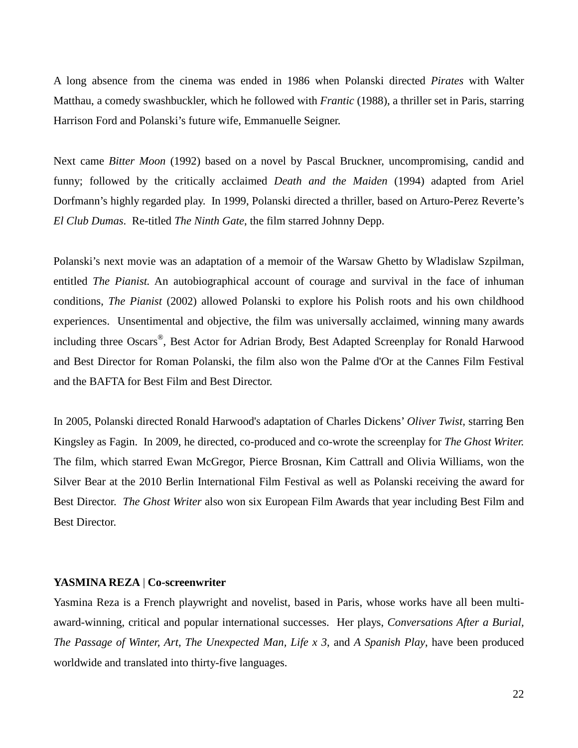A long absence from the cinema was ended in 1986 when Polanski directed *Pirates* with Walter Matthau, a comedy swashbuckler, which he followed with *Frantic* (1988), a thriller set in Paris, starring Harrison Ford and Polanski's future wife, Emmanuelle Seigner.

Next came *Bitter Moon* (1992) based on a novel by Pascal Bruckner, uncompromising, candid and funny; followed by the critically acclaimed *Death and the Maiden* (1994) adapted from Ariel Dorfmann's highly regarded play. In 1999, Polanski directed a thriller, based on Arturo-Perez Reverte's *El Club Dumas*. Re-titled *The Ninth Gate*, the film starred Johnny Depp.

Polanski's next movie was an adaptation of a memoir of the Warsaw Ghetto by Wladislaw Szpilman, entitled *The Pianist.* An autobiographical account of courage and survival in the face of inhuman conditions, *The Pianist* (2002) allowed Polanski to explore his Polish roots and his own childhood experiences. Unsentimental and objective, the film was universally acclaimed, winning many awards including three Oscars®, Best Actor for Adrian Brody, Best Adapted Screenplay for Ronald Harwood and Best Director for Roman Polanski, the film also won the Palme d'Or at the Cannes Film Festival and the BAFTA for Best Film and Best Director.

In 2005, Polanski directed Ronald Harwood's adaptation of Charles Dickens' *Oliver Twist*, starring Ben Kingsley as Fagin. In 2009, he directed, co-produced and co-wrote the screenplay for *The Ghost Writer.* The film, which starred Ewan McGregor, Pierce Brosnan, Kim Cattrall and Olivia Williams, won the Silver Bear at the 2010 Berlin International Film Festival as well as Polanski receiving the award for Best Director. *The Ghost Writer* also won six European Film Awards that year including Best Film and Best Director.

**YASMINA REZA** | **Co-screenwriter**

Yasmina Reza is a French playwright and novelist, based in Paris, whose works have all been multi-award-winning, critical and popular international successes. Her plays, *Conversations After a Burial*, *The Passage of Winter*, *Art*, *The Unexpected Man*, *Life x 3*, and *A Spanish Play*, have been produced worldwide and translated into thirty-five languages.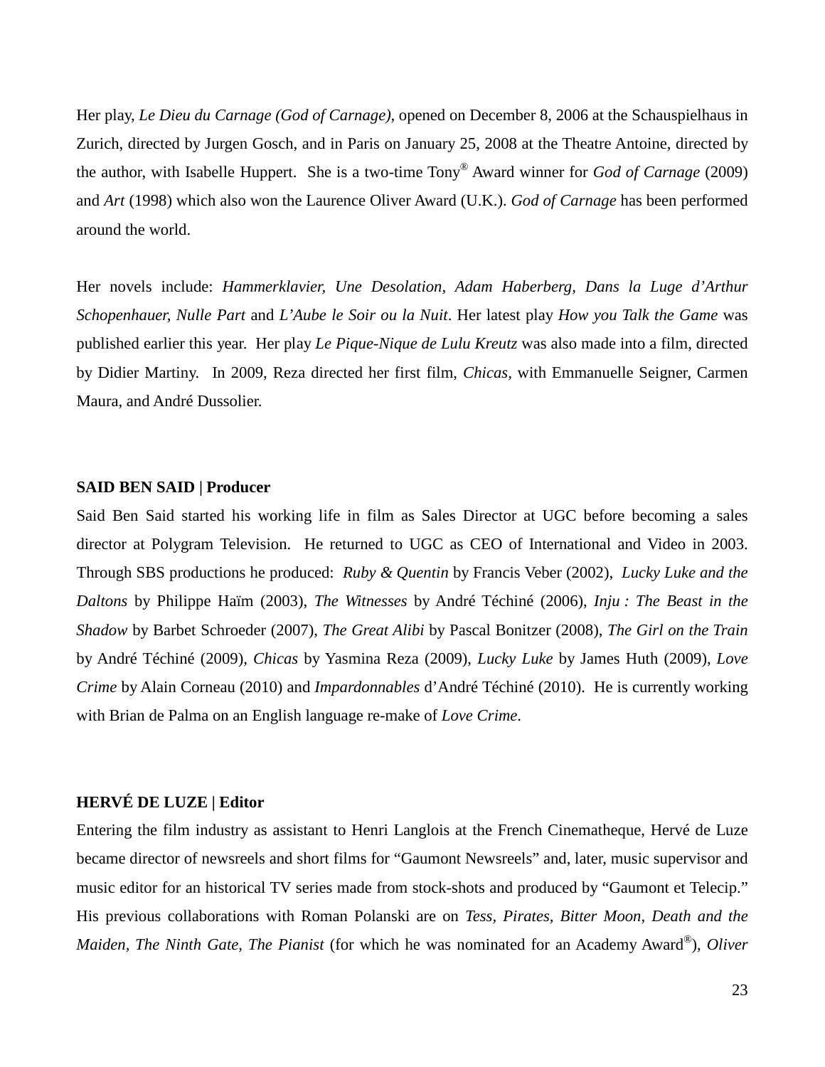Her play, *Le Dieu du Carnage (God of Carnage),* opened on December 8, 2006 at the Schauspielhaus in Zurich, directed by Jurgen Gosch, and in Paris on January 25, 2008 at the Theatre Antoine, directed by the author, with Isabelle Huppert. She is a two-time Tony® Award winner for *God of Carnage* (2009) and *Art* (1998) which also won the Laurence Oliver Award (U.K.). *God of Carnage* has been performed around the world.

Her novels include: *Hammerklavier, Une Desolation, Adam Haberberg, Dans la Luge d'Arthur Schopenhauer, Nulle Part* and *L'Aube le Soir ou la Nuit*. Her latest play *How you Talk the Game* was published earlier this year. Her play *Le Pique-Nique de Lulu Kreutz* was also made into a film, directed by Didier Martiny. In 2009, Reza directed her first film, *Chicas*, with Emmanuelle Seigner, Carmen Maura, and André Dussolier.

**SAID BEN SAID | Producer**

Said Ben Said started his working life in film as Sales Director at UGC before becoming a sales director at Polygram Television. He returned to UGC as CEO of International and Video in 2003. Through SBS productions he produced: *Ruby & Quentin* by Francis Veber (2002), *Lucky Luke and the Daltons* by Philippe Haïm (2003), *The Witnesses* by André Téchiné (2006), *Inju : The Beast in the Shadow* by Barbet Schroeder (2007), *The Great Alibi* by Pascal Bonitzer (2008), *The Girl on the Train* by André Téchiné (2009), *Chicas* by Yasmina Reza (2009), *Lucky Luke* by James Huth (2009), *Love Crime* by Alain Corneau (2010) and *Impardonnables* d'André Téchiné (2010). He is currently working with Brian de Palma on an English language re-make of *Love Crime*.

**HERVÉ DE LUZE | Editor**

Entering the film industry as assistant to Henri Langlois at the French Cinematheque, Hervé de Luze became director of newsreels and short films for "Gaumont Newsreels" and, later, music supervisor and music editor for an historical TV series made from stock-shots and produced by "Gaumont et Telecip." His previous collaborations with Roman Polanski are on *Tess, Pirates, Bitter Moon, Death and the Maiden, The Ninth Gate, The Pianist* (for which he was nominated for an Academy Award®), *Oliver*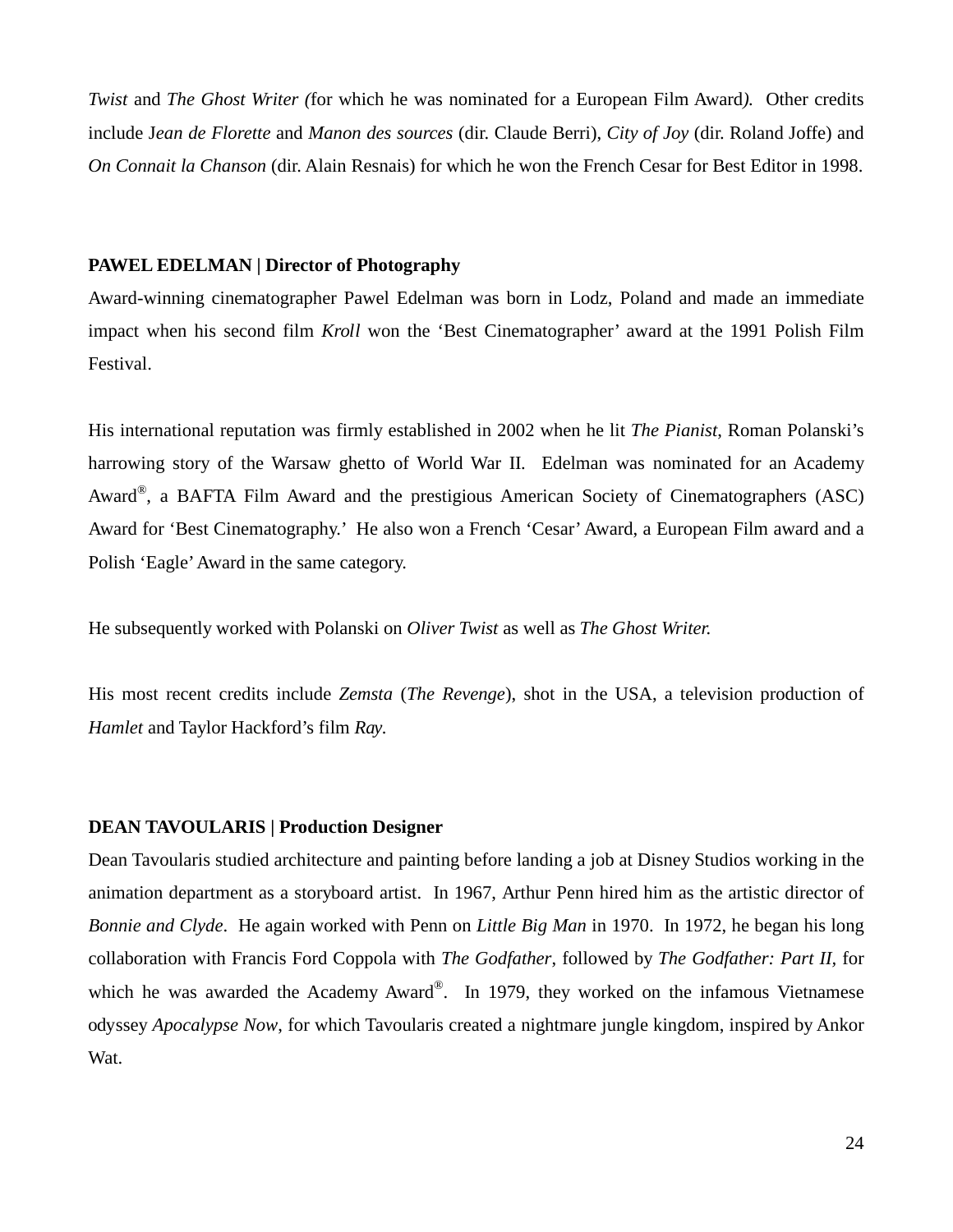*Twist* and *The Ghost Writer (*for which he was nominated for a European Film Award*).* Other credits include J*ean de Florette* and *Manon des sources* (dir. Claude Berri), *City of Joy* (dir. Roland Joffe) and *On Connait la Chanson* (dir. Alain Resnais) for which he won the French Cesar for Best Editor in 1998.

**PAWEL EDELMAN | Director of Photography**

Award-winning cinematographer Pawel Edelman was born in Lodz, Poland and made an immediate impact when his second film *Kroll* won the 'Best Cinematographer' award at the 1991 Polish Film Festival.

His international reputation was firmly established in 2002 when he lit *The Pianist*, Roman Polanski's harrowing story of the Warsaw ghetto of World War II. Edelman was nominated for an Academy Award®, a BAFTA Film Award and the prestigious American Society of Cinematographers (ASC) Award for 'Best Cinematography.' He also won a French 'Cesar' Award, a European Film award and a Polish 'Eagle' Award in the same category.

He subsequently worked with Polanski on *Oliver Twist* as well as *The Ghost Writer.*

His most recent credits include *Zemsta* (*The Revenge*), shot in the USA, a television production of *Hamlet* and Taylor Hackford's film *Ray.*

**DEAN TAVOULARIS | Production Designer**

Dean Tavoularis studied architecture and painting before landing a job at Disney Studios working in the animation department as a storyboard artist. In 1967, Arthur Penn hired him as the artistic director of *Bonnie and Clyde*. He again worked with Penn on *Little Big Man* in 1970. In 1972, he began his long collaboration with Francis Ford Coppola with *The Godfather*, followed by *The Godfather: Part II*, for which he was awarded the Academy Award®. In 1979, they worked on the infamous Vietnamese odyssey *Apocalypse Now*, for which Tavoularis created a nightmare jungle kingdom, inspired by Ankor Wat.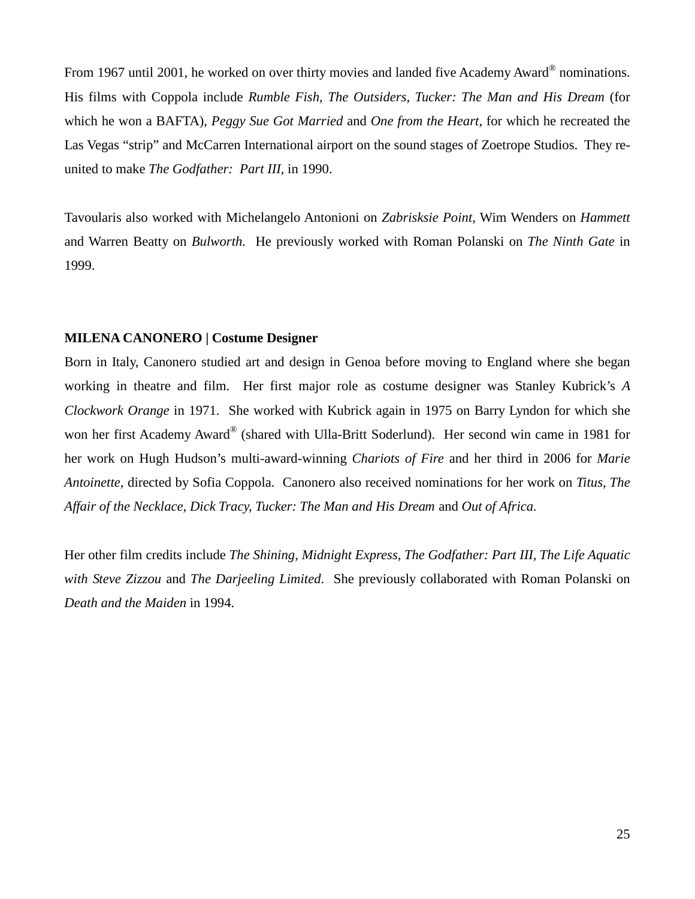From 1967 until 2001, he worked on over thirty movies and landed five Academy Award® nominations. His films with Coppola include *Rumble Fish, The Outsiders, Tucker: The Man and His Dream* (for which he won a BAFTA), *Peggy Sue Got Married* and *One from the Heart*, for which he recreated the Las Vegas "strip" and McCarren International airport on the sound stages of Zoetrope Studios. They re-united to make *The Godfather: Part III*, in 1990.

Tavoularis also worked with Michelangelo Antonioni on *Zabrisksie Point*, Wim Wenders on *Hammett* and Warren Beatty on *Bulworth.* He previously worked with Roman Polanski on *The Ninth Gate* in 1999.

**MILENA CANONERO | Costume Designer**

Born in Italy, Canonero studied art and design in Genoa before moving to England where she began working in theatre and film. Her first major role as costume designer was Stanley Kubrick's *A Clockwork Orange* in 1971. She worked with Kubrick again in 1975 on Barry Lyndon for which she won her first Academy Award® (shared with Ulla-Britt Soderlund). Her second win came in 1981 for her work on Hugh Hudson's multi-award-winning *Chariots of Fire* and her third in 2006 for *Marie Antoinette*, directed by Sofia Coppola. Canonero also received nominations for her work on *Titus, The Affair of the Necklace, Dick Tracy, Tucker: The Man and His Dream* and *Out of Africa.*

Her other film credits include *The Shining, Midnight Express, The Godfather: Part III, The Life Aquatic with Steve Zizzou* and *The Darjeeling Limited.* She previously collaborated with Roman Polanski on *Death and the Maiden* in 1994.